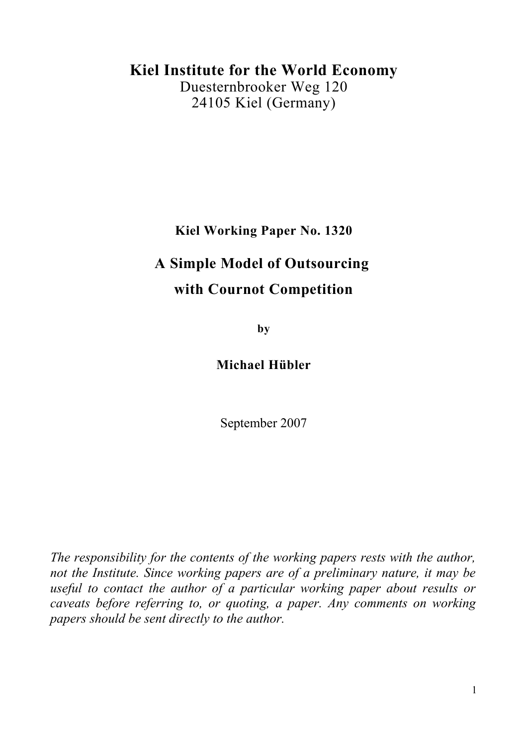# Kiel Institute for the World Economy

Duesternbrooker Weg 120
24105 Kiel (Germany)

**Kiel Working Paper No. 1320**

## A Simple Model of Outsourcing with Cournot Competition

**by**

**Michael Hübler**

September 2007

*The responsibility for the contents of the working papers rests with the author, not the Institute. Since working papers are of a preliminary nature, it may be useful to contact the author of a particular working paper about results or caveats before referring to, or quoting, a paper. Any comments on working papers should be sent directly to the author.*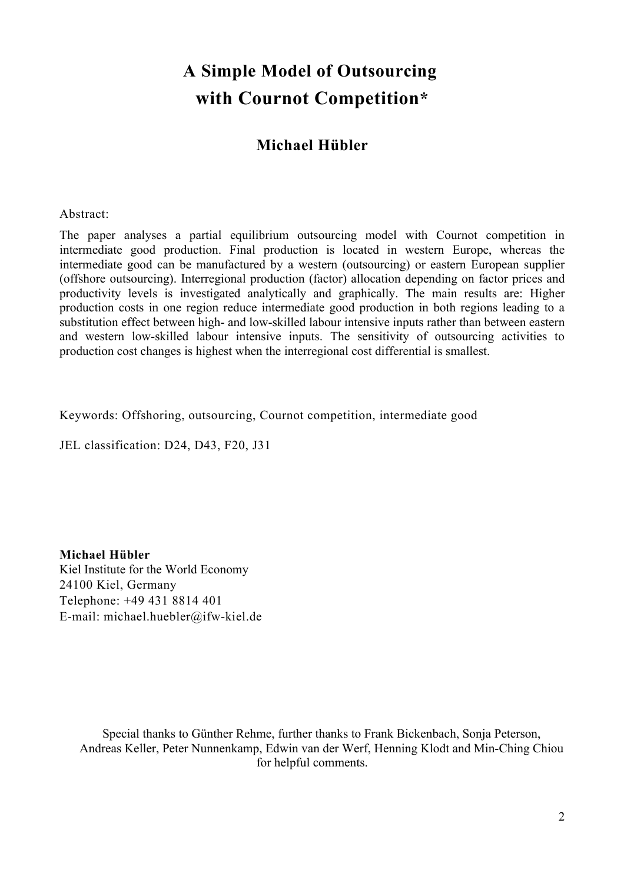# A Simple Model of Outsourcing with Cournot Competition*

## Michael Hübler

Abstract:

The paper analyses a partial equilibrium outsourcing model with Cournot competition in intermediate good production. Final production is located in western Europe, whereas the intermediate good can be manufactured by a western (outsourcing) or eastern European supplier (offshore outsourcing). Interregional production (factor) allocation depending on factor prices and productivity levels is investigated analytically and graphically. The main results are: Higher production costs in one region reduce intermediate good production in both regions leading to a substitution effect between high- and low-skilled labour intensive inputs rather than between eastern and western low-skilled labour intensive inputs. The sensitivity of outsourcing activities to production cost changes is highest when the interregional cost differential is smallest.

Keywords: Offshoring, outsourcing, Cournot competition, intermediate good

JEL classification: D24, D43, F20, J31

**Michael Hübler**
Kiel Institute for the World Economy
24100 Kiel, Germany
Telephone: +49 431 8814 401
E-mail: michael.huebler@ifw-kiel.de

Special thanks to Günther Rehme, further thanks to Frank Bickenbach, Sonja Peterson, Andreas Keller, Peter Nunnenkamp, Edwin van der Werf, Henning Klodt and Min-Ching Chiou for helpful comments.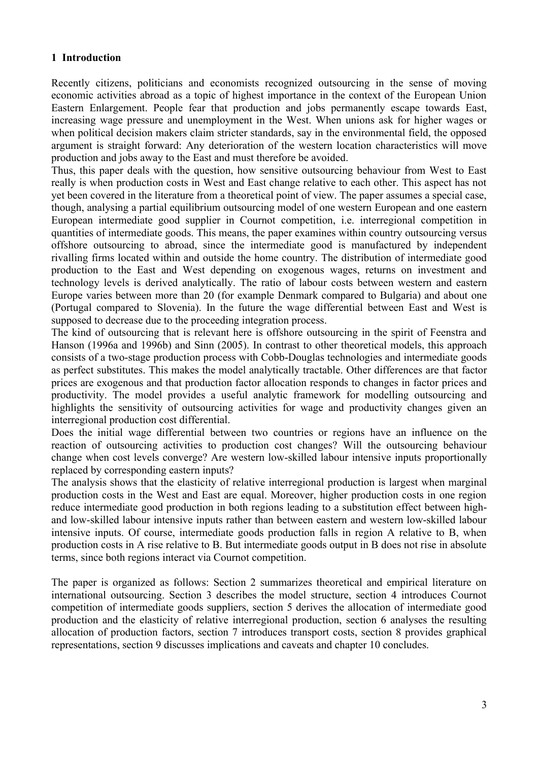## 1 Introduction

Recently citizens, politicians and economists recognized outsourcing in the sense of moving economic activities abroad as a topic of highest importance in the context of the European Union Eastern Enlargement. People fear that production and jobs permanently escape towards East, increasing wage pressure and unemployment in the West. When unions ask for higher wages or when political decision makers claim stricter standards, say in the environmental field, the opposed argument is straight forward: Any deterioration of the western location characteristics will move production and jobs away to the East and must therefore be avoided.

Thus, this paper deals with the question, how sensitive outsourcing behaviour from West to East really is when production costs in West and East change relative to each other. This aspect has not yet been covered in the literature from a theoretical point of view. The paper assumes a special case, though, analysing a partial equilibrium outsourcing model of one western European and one eastern European intermediate good supplier in Cournot competition, i.e. interregional competition in quantities of intermediate goods. This means, the paper examines within country outsourcing versus offshore outsourcing to abroad, since the intermediate good is manufactured by independent rivalling firms located within and outside the home country. The distribution of intermediate good production to the East and West depending on exogenous wages, returns on investment and technology levels is derived analytically. The ratio of labour costs between western and eastern Europe varies between more than 20 (for example Denmark compared to Bulgaria) and about one (Portugal compared to Slovenia). In the future the wage differential between East and West is supposed to decrease due to the proceeding integration process.

The kind of outsourcing that is relevant here is offshore outsourcing in the spirit of Feenstra and Hanson (1996a and 1996b) and Sinn (2005). In contrast to other theoretical models, this approach consists of a two-stage production process with Cobb-Douglas technologies and intermediate goods as perfect substitutes. This makes the model analytically tractable. Other differences are that factor prices are exogenous and that production factor allocation responds to changes in factor prices and productivity. The model provides a useful analytic framework for modelling outsourcing and highlights the sensitivity of outsourcing activities for wage and productivity changes given an interregional production cost differential.

Does the initial wage differential between two countries or regions have an influence on the reaction of outsourcing activities to production cost changes? Will the outsourcing behaviour change when cost levels converge? Are western low-skilled labour intensive inputs proportionally replaced by corresponding eastern inputs?

The analysis shows that the elasticity of relative interregional production is largest when marginal production costs in the West and East are equal. Moreover, higher production costs in one region reduce intermediate good production in both regions leading to a substitution effect between high- and low-skilled labour intensive inputs rather than between eastern and western low-skilled labour intensive inputs. Of course, intermediate goods production falls in region A relative to B, when production costs in A rise relative to B. But intermediate goods output in B does not rise in absolute terms, since both regions interact via Cournot competition.

The paper is organized as follows: Section 2 summarizes theoretical and empirical literature on international outsourcing. Section 3 describes the model structure, section 4 introduces Cournot competition of intermediate goods suppliers, section 5 derives the allocation of intermediate good production and the elasticity of relative interregional production, section 6 analyses the resulting allocation of production factors, section 7 introduces transport costs, section 8 provides graphical representations, section 9 discusses implications and caveats and chapter 10 concludes.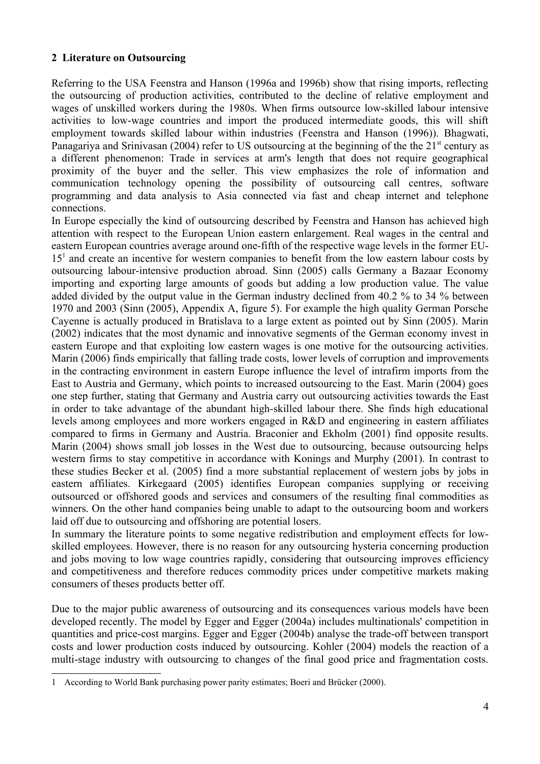## 2 Literature on Outsourcing

Referring to the USA Feenstra and Hanson (1996a and 1996b) show that rising imports, reflecting the outsourcing of production activities, contributed to the decline of relative employment and wages of unskilled workers during the 1980s. When firms outsource low-skilled labour intensive activities to low-wage countries and import the produced intermediate goods, this will shift employment towards skilled labour within industries (Feenstra and Hanson (1996)). Bhagwati, Panagariya and Srinivasan (2004) refer to US outsourcing at the beginning of the the 21st century as a different phenomenon: Trade in services at arm's length that does not require geographical proximity of the buyer and the seller. This view emphasizes the role of information and communication technology opening the possibility of outsourcing call centres, software programming and data analysis to Asia connected via fast and cheap internet and telephone connections.

In Europe especially the kind of outsourcing described by Feenstra and Hanson has achieved high attention with respect to the European Union eastern enlargement. Real wages in the central and eastern European countries average around one-fifth of the respective wage levels in the former EU-15[1] and create an incentive for western companies to benefit from the low eastern labour costs by outsourcing labour-intensive production abroad. Sinn (2005) calls Germany a Bazaar Economy importing and exporting large amounts of goods but adding a low production value. The value added divided by the output value in the German industry declined from 40.2 % to 34 % between 1970 and 2003 (Sinn (2005), Appendix A, figure 5). For example the high quality German Porsche Cayenne is actually produced in Bratislava to a large extent as pointed out by Sinn (2005). Marin (2002) indicates that the most dynamic and innovative segments of the German economy invest in eastern Europe and that exploiting low eastern wages is one motive for the outsourcing activities. Marin (2006) finds empirically that falling trade costs, lower levels of corruption and improvements in the contracting environment in eastern Europe influence the level of intrafirm imports from the East to Austria and Germany, which points to increased outsourcing to the East. Marin (2004) goes one step further, stating that Germany and Austria carry out outsourcing activities towards the East in order to take advantage of the abundant high-skilled labour there. She finds high educational levels among employees and more workers engaged in R&D and engineering in eastern affiliates compared to firms in Germany and Austria. Braconier and Ekholm (2001) find opposite results. Marin (2004) shows small job losses in the West due to outsourcing, because outsourcing helps western firms to stay competitive in accordance with Konings and Murphy (2001). In contrast to these studies Becker et al. (2005) find a more substantial replacement of western jobs by jobs in eastern affiliates. Kirkegaard (2005) identifies European companies supplying or receiving outsourced or offshored goods and services and consumers of the resulting final commodities as winners. On the other hand companies being unable to adapt to the outsourcing boom and workers laid off due to outsourcing and offshoring are potential losers.

In summary the literature points to some negative redistribution and employment effects for low-skilled employees. However, there is no reason for any outsourcing hysteria concerning production and jobs moving to low wage countries rapidly, considering that outsourcing improves efficiency and competitiveness and therefore reduces commodity prices under competitive markets making consumers of theses products better off.

Due to the major public awareness of outsourcing and its consequences various models have been developed recently. The model by Egger and Egger (2004a) includes multinationals' competition in quantities and price-cost margins. Egger and Egger (2004b) analyse the trade-off between transport costs and lower production costs induced by outsourcing. Kohler (2004) models the reaction of a multi-stage industry with outsourcing to changes of the final good price and fragmentation costs.

[1] According to World Bank purchasing power parity estimates; Boeri and Brücker (2000).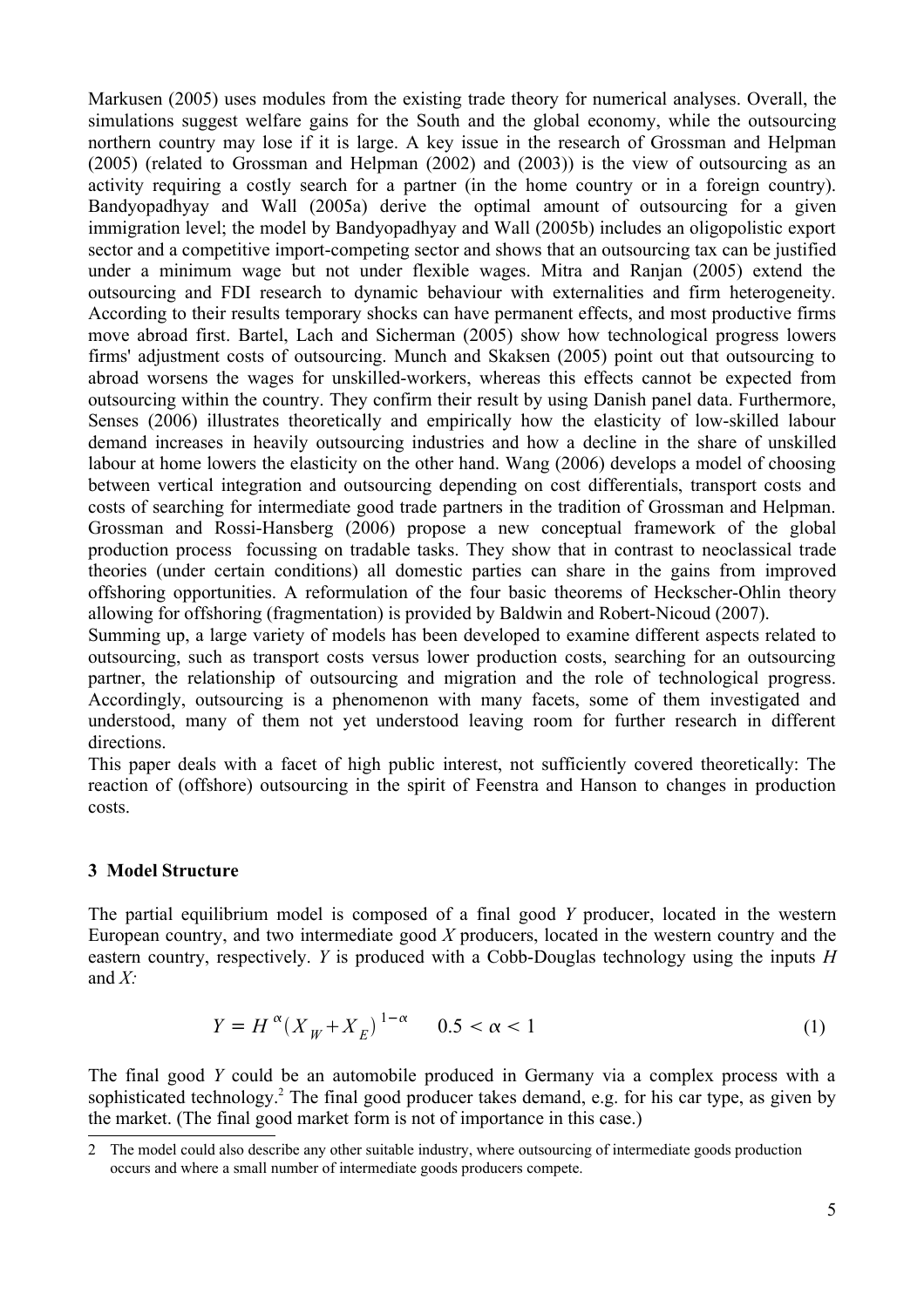Markusen (2005) uses modules from the existing trade theory for numerical analyses. Overall, the simulations suggest welfare gains for the South and the global economy, while the outsourcing northern country may lose if it is large. A key issue in the research of Grossman and Helpman (2005) (related to Grossman and Helpman (2002) and (2003)) is the view of outsourcing as an activity requiring a costly search for a partner (in the home country or in a foreign country). Bandyopadhyay and Wall (2005a) derive the optimal amount of outsourcing for a given immigration level; the model by Bandyopadhyay and Wall (2005b) includes an oligopolistic export sector and a competitive import-competing sector and shows that an outsourcing tax can be justified under a minimum wage but not under flexible wages. Mitra and Ranjan (2005) extend the outsourcing and FDI research to dynamic behaviour with externalities and firm heterogeneity. According to their results temporary shocks can have permanent effects, and most productive firms move abroad first. Bartel, Lach and Sicherman (2005) show how technological progress lowers firms' adjustment costs of outsourcing. Munch and Skaksen (2005) point out that outsourcing to abroad worsens the wages for unskilled-workers, whereas this effects cannot be expected from outsourcing within the country. They confirm their result by using Danish panel data. Furthermore, Senses (2006) illustrates theoretically and empirically how the elasticity of low-skilled labour demand increases in heavily outsourcing industries and how a decline in the share of unskilled labour at home lowers the elasticity on the other hand. Wang (2006) develops a model of choosing between vertical integration and outsourcing depending on cost differentials, transport costs and costs of searching for intermediate good trade partners in the tradition of Grossman and Helpman. Grossman and Rossi-Hansberg (2006) propose a new conceptual framework of the global production process focussing on tradable tasks. They show that in contrast to neoclassical trade theories (under certain conditions) all domestic parties can share in the gains from improved offshoring opportunities. A reformulation of the four basic theorems of Heckscher-Ohlin theory allowing for offshoring (fragmentation) is provided by Baldwin and Robert-Nicoud (2007).

Summing up, a large variety of models has been developed to examine different aspects related to outsourcing, such as transport costs versus lower production costs, searching for an outsourcing partner, the relationship of outsourcing and migration and the role of technological progress. Accordingly, outsourcing is a phenomenon with many facets, some of them investigated and understood, many of them not yet understood leaving room for further research in different directions.

This paper deals with a facet of high public interest, not sufficiently covered theoretically: The reaction of (offshore) outsourcing in the spirit of Feenstra and Hanson to changes in production costs.

## 3 Model Structure

The partial equilibrium model is composed of a final good *Y* producer, located in the western European country, and two intermediate good *X* producers, located in the western country and the eastern country, respectively. *Y* is produced with a Cobb-Douglas technology using the inputs *H* and *X:*

$$Y = H^{\alpha}(X_W + X_E)^{1-\alpha} \qquad 0.5 < \alpha < 1 \tag{1}$$

The final good *Y* could be an automobile produced in Germany via a complex process with a sophisticated technology.[2] The final good producer takes demand, e.g. for his car type, as given by the market. (The final good market form is not of importance in this case.)

---

2 The model could also describe any other suitable industry, where outsourcing of intermediate goods production occurs and where a small number of intermediate goods producers compete.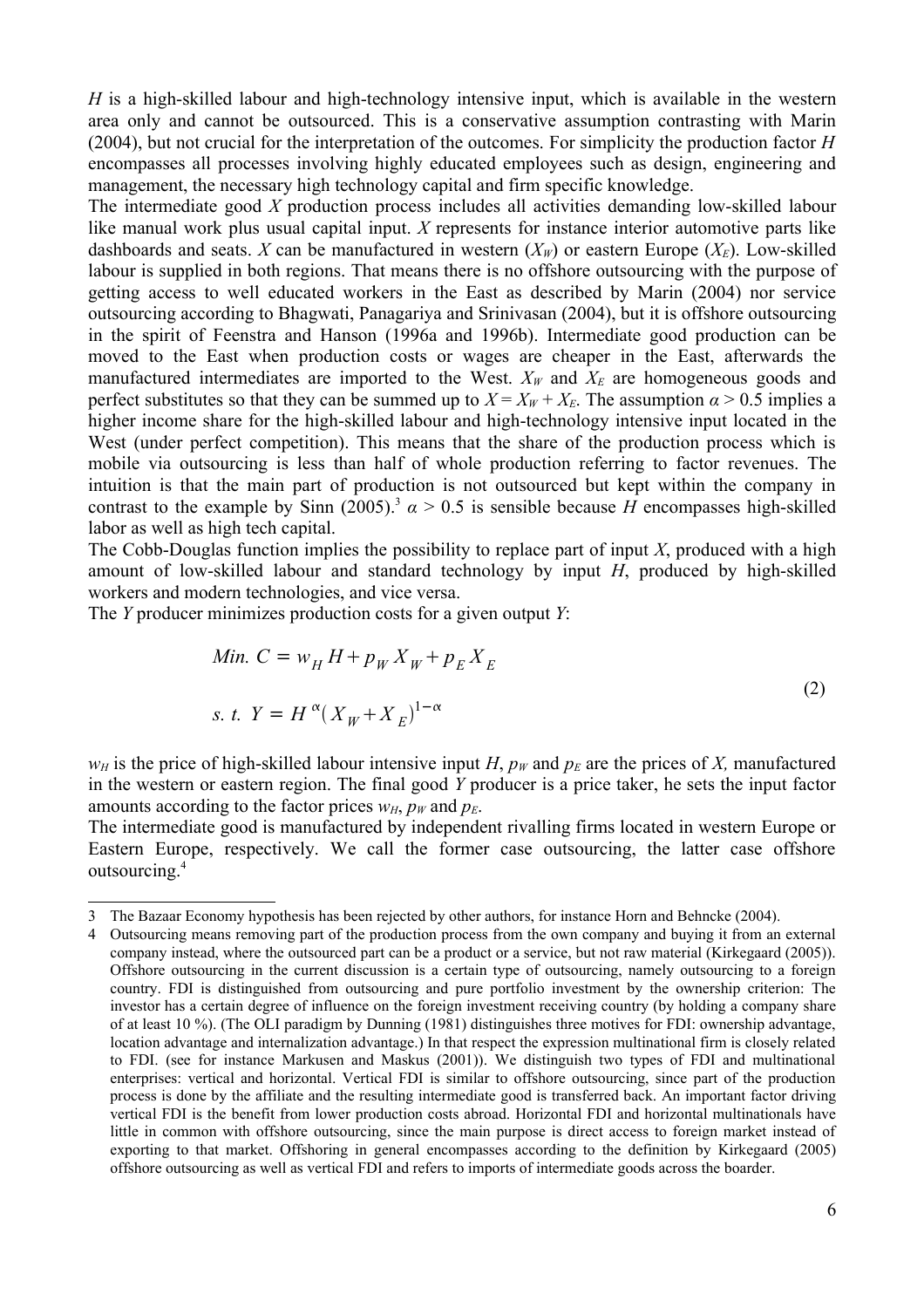*H* is a high-skilled labour and high-technology intensive input, which is available in the western area only and cannot be outsourced. This is a conservative assumption contrasting with Marin (2004), but not crucial for the interpretation of the outcomes. For simplicity the production factor *H* encompasses all processes involving highly educated employees such as design, engineering and management, the necessary high technology capital and firm specific knowledge.

The intermediate good *X* production process includes all activities demanding low-skilled labour like manual work plus usual capital input. *X* represents for instance interior automotive parts like dashboards and seats. *X* can be manufactured in western ($X_W$) or eastern Europe ($X_E$). Low-skilled labour is supplied in both regions. That means there is no offshore outsourcing with the purpose of getting access to well educated workers in the East as described by Marin (2004) nor service outsourcing according to Bhagwati, Panagariya and Srinivasan (2004), but it is offshore outsourcing in the spirit of Feenstra and Hanson (1996a and 1996b). Intermediate good production can be moved to the East when production costs or wages are cheaper in the East, afterwards the manufactured intermediates are imported to the West. $X_W$ and $X_E$ are homogeneous goods and perfect substitutes so that they can be summed up to $X = X_W + X_E$. The assumption $\alpha > 0.5$ implies a higher income share for the high-skilled labour and high-technology intensive input located in the West (under perfect competition). This means that the share of the production process which is mobile via outsourcing is less than half of whole production referring to factor revenues. The intuition is that the main part of production is not outsourced but kept within the company in contrast to the example by Sinn (2005).[3] $\alpha > 0.5$ is sensible because *H* encompasses high-skilled labor as well as high tech capital.

The Cobb-Douglas function implies the possibility to replace part of input *X*, produced with a high amount of low-skilled labour and standard technology by input *H*, produced by high-skilled workers and modern technologies, and vice versa.

The *Y* producer minimizes production costs for a given output *Y*:

$$
\begin{aligned}
&Min.\ C = w_H H + p_W X_W + p_E X_E \\
&s.\ t.\ \ Y = H^{\alpha}(X_W + X_E)^{1-\alpha}
\end{aligned}
\tag{2}
$$

$w_H$ is the price of high-skilled labour intensive input *H*, $p_W$ and $p_E$ are the prices of *X*, manufactured in the western or eastern region. The final good *Y* producer is a price taker, he sets the input factor amounts according to the factor prices $w_H$, $p_W$ and $p_E$.

The intermediate good is manufactured by independent rivalling firms located in western Europe or Eastern Europe, respectively. We call the former case outsourcing, the latter case offshore outsourcing.[4]

---

[3] The Bazaar Economy hypothesis has been rejected by other authors, for instance Horn and Behncke (2004).

[4] Outsourcing means removing part of the production process from the own company and buying it from an external company instead, where the outsourced part can be a product or a service, but not raw material (Kirkegaard (2005)). Offshore outsourcing in the current discussion is a certain type of outsourcing, namely outsourcing to a foreign country. FDI is distinguished from outsourcing and pure portfolio investment by the ownership criterion: The investor has a certain degree of influence on the foreign investment receiving country (by holding a company share of at least 10 %). (The OLI paradigm by Dunning (1981) distinguishes three motives for FDI: ownership advantage, location advantage and internalization advantage.) In that respect the expression multinational firm is closely related to FDI. (see for instance Markusen and Maskus (2001)). We distinguish two types of FDI and multinational enterprises: vertical and horizontal. Vertical FDI is similar to offshore outsourcing, since part of the production process is done by the affiliate and the resulting intermediate good is transferred back. An important factor driving vertical FDI is the benefit from lower production costs abroad. Horizontal FDI and horizontal multinationals have little in common with offshore outsourcing, since the main purpose is direct access to foreign market instead of exporting to that market. Offshoring in general encompasses according to the definition by Kirkegaard (2005) offshore outsourcing as well as vertical FDI and refers to imports of intermediate goods across the boarder.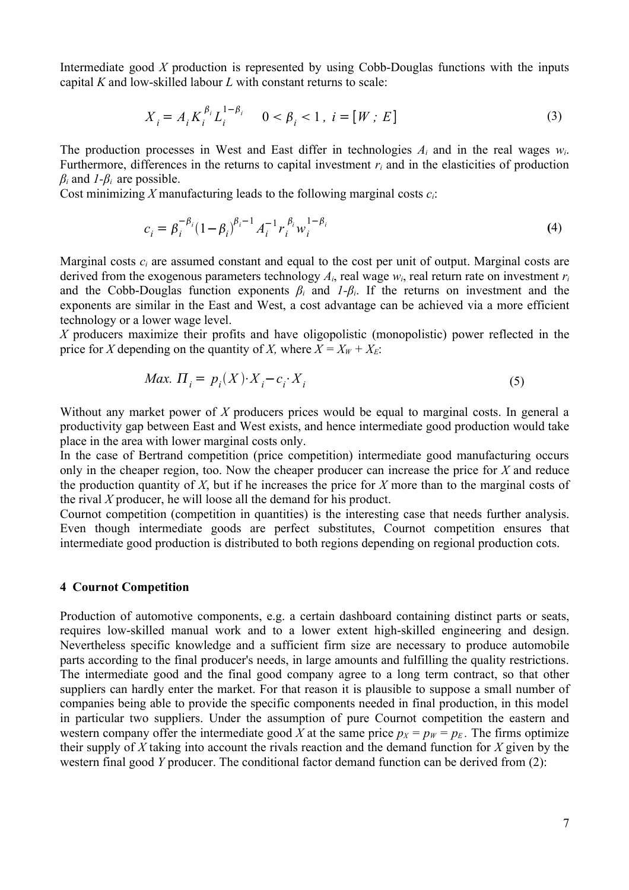Intermediate good $X$ production is represented by using Cobb-Douglas functions with the inputs capital $K$ and low-skilled labour $L$ with constant returns to scale:

$$X_i = A_i K_i^{\beta_i} L_i^{1-\beta_i} \qquad 0 < \beta_i < 1\,,\ i = [W\,;\,E] \tag{3}$$

The production processes in West and East differ in technologies $A_i$ and in the real wages $w_i$. Furthermore, differences in the returns to capital investment $r_i$ and in the elasticities of production $\beta_i$ and $1\text{-}\beta_i$ are possible.
Cost minimizing $X$ manufacturing leads to the following marginal costs $c_i$:

$$c_i = \beta_i^{-\beta_i}(1-\beta_i)^{\beta_i - 1} A_i^{-1} r_i^{\beta_i} w_i^{1-\beta_i} \tag{4}$$

Marginal costs $c_i$ are assumed constant and equal to the cost per unit of output. Marginal costs are derived from the exogenous parameters technology $A_i$, real wage $w_i$, real return rate on investment $r_i$ and the Cobb-Douglas function exponents $\beta_i$ and $1\text{-}\beta_i$. If the returns on investment and the exponents are similar in the East and West, a cost advantage can be achieved via a more efficient technology or a lower wage level.
$X$ producers maximize their profits and have oligopolistic (monopolistic) power reflected in the price for $X$ depending on the quantity of $X$, where $X = X_W + X_E$:

$$Max.\ \Pi_i = p_i(X) \cdot X_i - c_i \cdot X_i \tag{5}$$

Without any market power of $X$ producers prices would be equal to marginal costs. In general a productivity gap between East and West exists, and hence intermediate good production would take place in the area with lower marginal costs only.
In the case of Bertrand competition (price competition) intermediate good manufacturing occurs only in the cheaper region, too. Now the cheaper producer can increase the price for $X$ and reduce the production quantity of $X$, but if he increases the price for $X$ more than to the marginal costs of the rival $X$ producer, he will loose all the demand for his product.
Cournot competition (competition in quantities) is the interesting case that needs further analysis. Even though intermediate goods are perfect substitutes, Cournot competition ensures that intermediate good production is distributed to both regions depending on regional production cots.

## 4 Cournot Competition

Production of automotive components, e.g. a certain dashboard containing distinct parts or seats, requires low-skilled manual work and to a lower extent high-skilled engineering and design. Nevertheless specific knowledge and a sufficient firm size are necessary to produce automobile parts according to the final producer's needs, in large amounts and fulfilling the quality restrictions. The intermediate good and the final good company agree to a long term contract, so that other suppliers can hardly enter the market. For that reason it is plausible to suppose a small number of companies being able to provide the specific components needed in final production, in this model in particular two suppliers. Under the assumption of pure Cournot competition the eastern and western company offer the intermediate good $X$ at the same price $p_X = p_W = p_E$. The firms optimize their supply of $X$ taking into account the rivals reaction and the demand function for $X$ given by the western final good $Y$ producer. The conditional factor demand function can be derived from (2):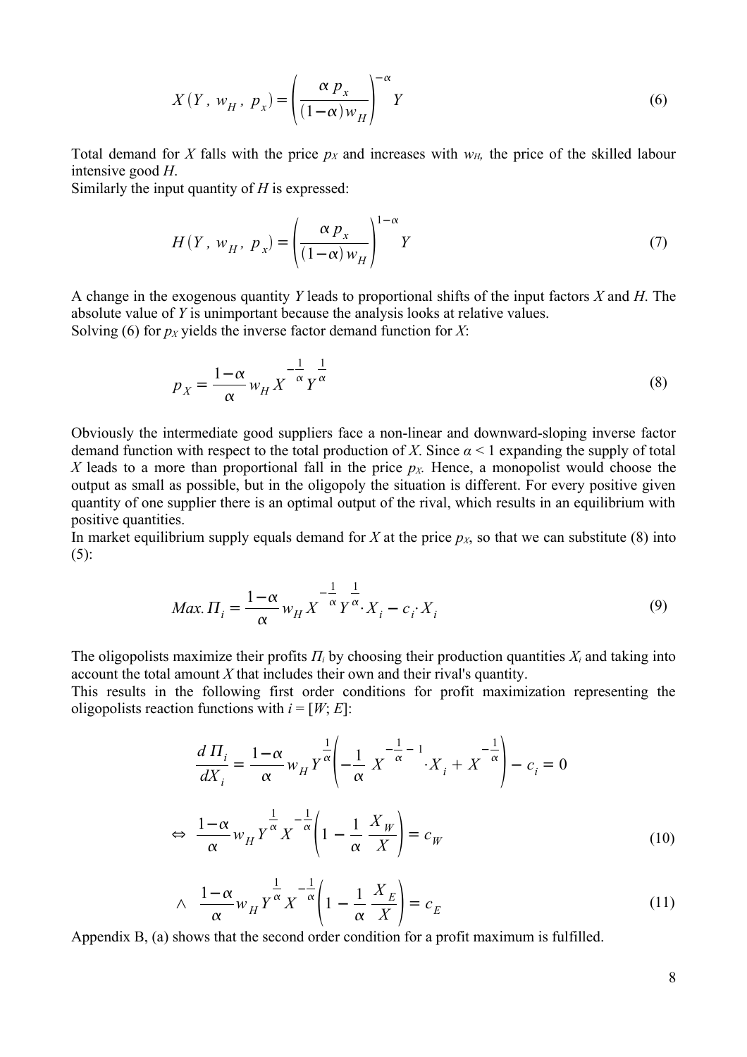$$X(Y, w_H, p_x) = \left(\frac{\alpha\, p_x}{(1-\alpha)\, w_H}\right)^{-\alpha} Y \tag{6}$$

Total demand for $X$ falls with the price $p_X$ and increases with $w_H$, the price of the skilled labour intensive good $H$.
Similarly the input quantity of $H$ is expressed:

$$H(Y, w_H, p_x) = \left(\frac{\alpha\, p_x}{(1-\alpha)\, w_H}\right)^{1-\alpha} Y \tag{7}$$

A change in the exogenous quantity $Y$ leads to proportional shifts of the input factors $X$ and $H$. The absolute value of $Y$ is unimportant because the analysis looks at relative values.
Solving (6) for $p_X$ yields the inverse factor demand function for $X$:

$$p_X = \frac{1-\alpha}{\alpha} w_H X^{-\frac{1}{\alpha}} Y^{\frac{1}{\alpha}} \tag{8}$$

Obviously the intermediate good suppliers face a non-linear and downward-sloping inverse factor demand function with respect to the total production of $X$. Since $\alpha < 1$ expanding the supply of total $X$ leads to a more than proportional fall in the price $p_X$. Hence, a monopolist would choose the output as small as possible, but in the oligopoly the situation is different. For every positive given quantity of one supplier there is an optimal output of the rival, which results in an equilibrium with positive quantities.
In market equilibrium supply equals demand for $X$ at the price $p_X$, so that we can substitute (8) into (5):

$$Max.\, \Pi_i = \frac{1-\alpha}{\alpha} w_H X^{-\frac{1}{\alpha}} Y^{\frac{1}{\alpha}} \cdot X_i - c_i \cdot X_i \tag{9}$$

The oligopolists maximize their profits $\Pi_i$ by choosing their production quantities $X_i$ and taking into account the total amount $X$ that includes their own and their rival's quantity.
This results in the following first order conditions for profit maximization representing the oligopolists reaction functions with $i = [W; E]$:

$$\frac{d\,\Pi_i}{dX_i} = \frac{1-\alpha}{\alpha} w_H Y^{\frac{1}{\alpha}} \left(-\frac{1}{\alpha} X^{-\frac{1}{\alpha}-1} \cdot X_i + X^{-\frac{1}{\alpha}}\right) - c_i = 0$$

$$\Leftrightarrow\ \frac{1-\alpha}{\alpha} w_H Y^{\frac{1}{\alpha}} X^{-\frac{1}{\alpha}} \left(1 - \frac{1}{\alpha}\frac{X_W}{X}\right) = c_W \tag{10}$$

$$\wedge\ \frac{1-\alpha}{\alpha} w_H Y^{\frac{1}{\alpha}} X^{-\frac{1}{\alpha}} \left(1 - \frac{1}{\alpha}\frac{X_E}{X}\right) = c_E \tag{11}$$

Appendix B, (a) shows that the second order condition for a profit maximum is fulfilled.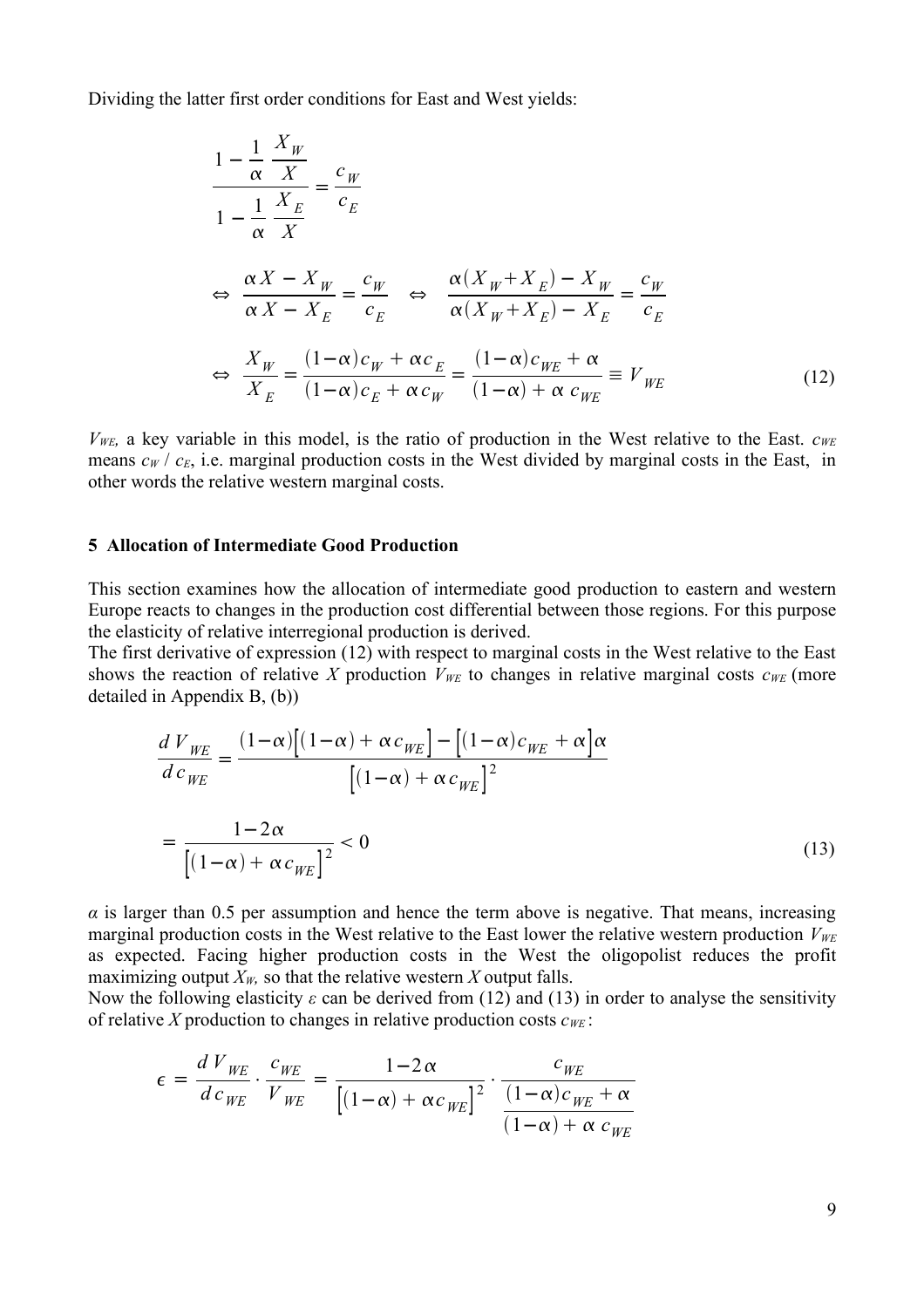Dividing the latter first order conditions for East and West yields:

$$\frac{1-\frac{1}{\alpha}\frac{X_W}{X}}{1-\frac{1}{\alpha}\frac{X_E}{X}}=\frac{c_W}{c_E}$$

$$\Leftrightarrow \frac{\alpha X - X_W}{\alpha X - X_E}=\frac{c_W}{c_E} \quad \Leftrightarrow \quad \frac{\alpha(X_W+X_E)-X_W}{\alpha(X_W+X_E)-X_E}=\frac{c_W}{c_E}$$

$$\Leftrightarrow \frac{X_W}{X_E}=\frac{(1-\alpha)c_W+\alpha c_E}{(1-\alpha)c_E+\alpha c_W}=\frac{(1-\alpha)c_{WE}+\alpha}{(1-\alpha)+\alpha\, c_{WE}}\equiv V_{WE} \tag{12}$$

$V_{WE}$, a key variable in this model, is the ratio of production in the West relative to the East. $c_{WE}$ means $c_W$ / $c_E$, i.e. marginal production costs in the West divided by marginal costs in the East, in other words the relative western marginal costs.

## 5 Allocation of Intermediate Good Production

This section examines how the allocation of intermediate good production to eastern and western Europe reacts to changes in the production cost differential between those regions. For this purpose the elasticity of relative interregional production is derived.

The first derivative of expression (12) with respect to marginal costs in the West relative to the East shows the reaction of relative $X$ production $V_{WE}$ to changes in relative marginal costs $c_{WE}$ (more detailed in Appendix B, (b))

$$\frac{d\,V_{WE}}{d\,c_{WE}}=\frac{(1-\alpha)\left[(1-\alpha)+\alpha c_{WE}\right]-\left[(1-\alpha)c_{WE}+\alpha\right]\alpha}{\left[(1-\alpha)+\alpha c_{WE}\right]^2}$$

$$=\frac{1-2\alpha}{\left[(1-\alpha)+\alpha c_{WE}\right]^2}<0 \tag{13}$$

$\alpha$ is larger than 0.5 per assumption and hence the term above is negative. That means, increasing marginal production costs in the West relative to the East lower the relative western production $V_{WE}$ as expected. Facing higher production costs in the West the oligopolist reduces the profit maximizing output $X_W$, so that the relative western $X$ output falls.

Now the following elasticity $\varepsilon$ can be derived from (12) and (13) in order to analyse the sensitivity of relative $X$ production to changes in relative production costs $c_{WE}$:

$$\epsilon=\frac{d\,V_{WE}}{d\,c_{WE}}\cdot\frac{c_{WE}}{V_{WE}}=\frac{1-2\alpha}{\left[(1-\alpha)+\alpha c_{WE}\right]^2}\cdot\frac{c_{WE}}{\frac{(1-\alpha)c_{WE}+\alpha}{(1-\alpha)+\alpha\, c_{WE}}}$$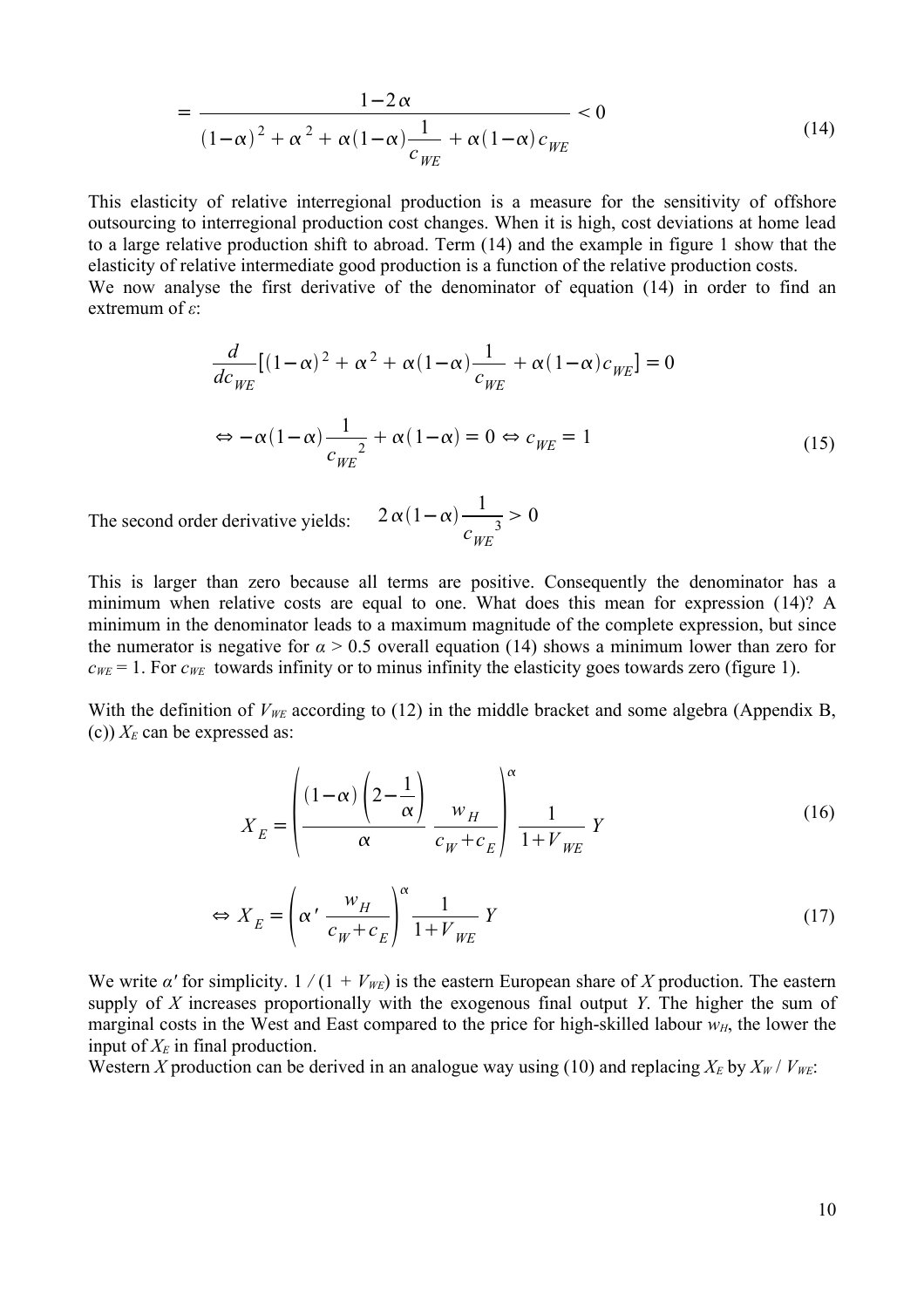$$= \frac{1-2\alpha}{(1-\alpha)^2 + \alpha^2 + \alpha(1-\alpha)\frac{1}{c_{WE}} + \alpha(1-\alpha)c_{WE}} < 0 \tag{14}$$

This elasticity of relative interregional production is a measure for the sensitivity of offshore outsourcing to interregional production cost changes. When it is high, cost deviations at home lead to a large relative production shift to abroad. Term (14) and the example in figure 1 show that the elasticity of relative intermediate good production is a function of the relative production costs.
We now analyse the first derivative of the denominator of equation (14) in order to find an extremum of $\varepsilon$:

$$\frac{d}{dc_{WE}}\left[(1-\alpha)^2 + \alpha^2 + \alpha(1-\alpha)\frac{1}{c_{WE}} + \alpha(1-\alpha)c_{WE}\right] = 0$$

$$\Leftrightarrow -\alpha(1-\alpha)\frac{1}{c_{WE}^{\ 2}} + \alpha(1-\alpha) = 0 \Leftrightarrow c_{WE} = 1 \tag{15}$$

The second order derivative yields: $\quad 2\alpha(1-\alpha)\frac{1}{c_{WE}^{\ 3}} > 0$

This is larger than zero because all terms are positive. Consequently the denominator has a minimum when relative costs are equal to one. What does this mean for expression (14)? A minimum in the denominator leads to a maximum magnitude of the complete expression, but since the numerator is negative for $\alpha > 0.5$ overall equation (14) shows a minimum lower than zero for $c_{WE} = 1$. For $c_{WE}$ towards infinity or to minus infinity the elasticity goes towards zero (figure 1).

With the definition of $V_{WE}$ according to (12) in the middle bracket and some algebra (Appendix B, (c)) $X_E$ can be expressed as:

$$X_E = \left(\frac{(1-\alpha)\left(2-\frac{1}{\alpha}\right)}{\alpha}\frac{w_H}{c_W + c_E}\right)^{\alpha}\frac{1}{1+V_{WE}}\,Y \tag{16}$$

$$\Leftrightarrow X_E = \left(\alpha'\,\frac{w_H}{c_W + c_E}\right)^{\alpha}\frac{1}{1+V_{WE}}\,Y \tag{17}$$

We write $\alpha'$ for simplicity. $1/(1+V_{WE})$ is the eastern European share of $X$ production. The eastern supply of $X$ increases proportionally with the exogenous final output $Y$. The higher the sum of marginal costs in the West and East compared to the price for high-skilled labour $w_H$, the lower the input of $X_E$ in final production.
Western $X$ production can be derived in an analogue way using (10) and replacing $X_E$ by $X_W / V_{WE}$: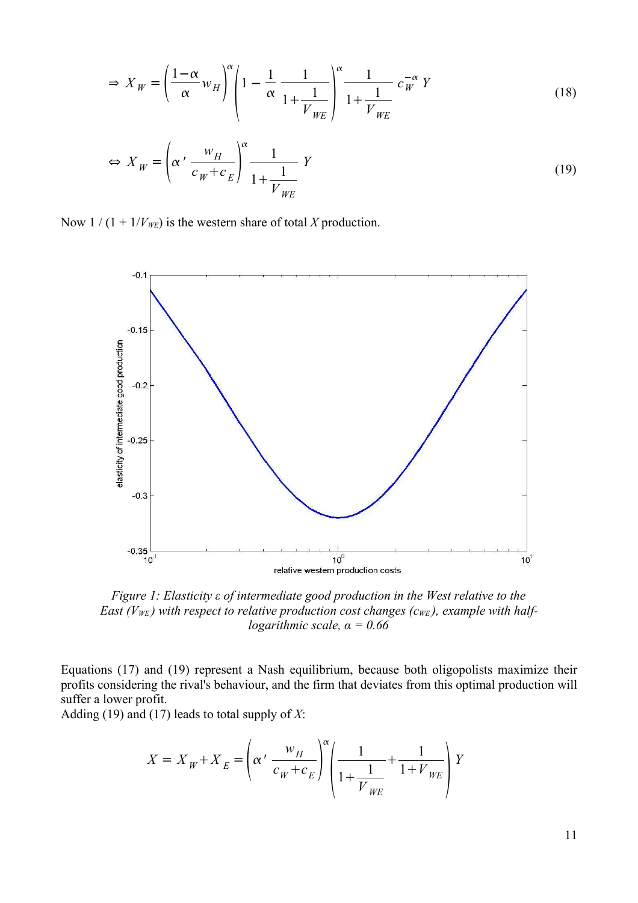$$\Rightarrow X_W = \left( \frac{1-\alpha}{\alpha} w_H \right)^{\alpha} \left( 1 - \frac{1}{\alpha} \frac{1}{1+\frac{1}{V_{WE}}} \right)^{\alpha} \frac{1}{1+\frac{1}{V_{WE}}} c_W^{-\alpha} Y \tag{18}$$

$$\Leftrightarrow X_W = \left( \alpha' \frac{w_H}{c_W + c_E} \right)^{\alpha} \frac{1}{1+\frac{1}{V_{WE}}} Y \tag{19}$$

Now $1 / (1 + 1/V_{WE})$ is the western share of total $X$ production.

*Figure 1: Elasticity ε of intermediate good production in the West relative to the East ($V_{WE}$) with respect to relative production cost changes ($c_{WE}$), example with half-logarithmic scale, α = 0.66*

Equations (17) and (19) represent a Nash equilibrium, because both oligopolists maximize their profits considering the rival's behaviour, and the firm that deviates from this optimal production will suffer a lower profit.
Adding (19) and (17) leads to total supply of $X$:

$$X = X_W + X_E = \left( \alpha' \frac{w_H}{c_W + c_E} \right)^{\alpha} \left( \frac{1}{1+\frac{1}{V_{WE}}} + \frac{1}{1+V_{WE}} \right) Y$$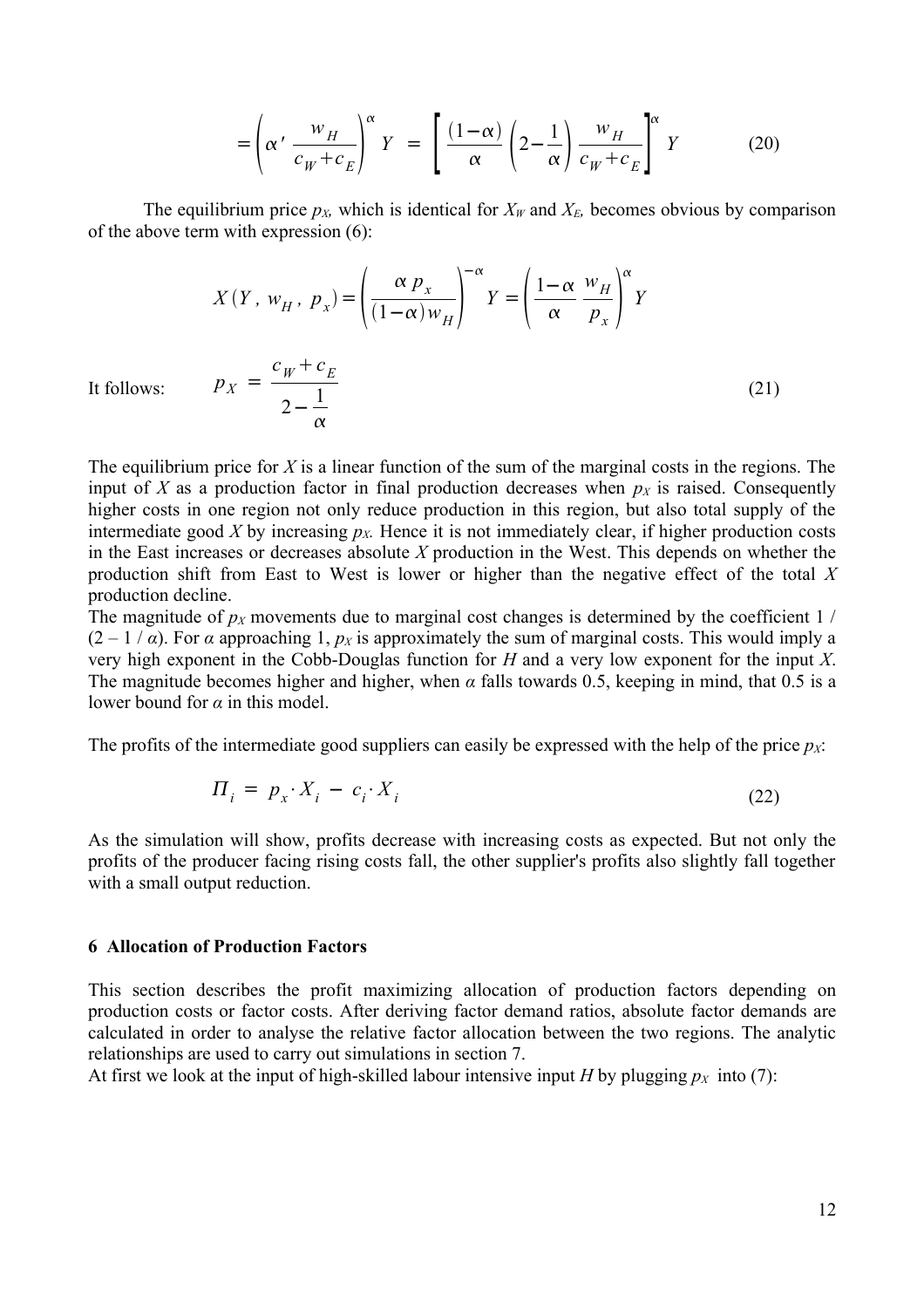$$= \left( \alpha' \, \frac{w_H}{c_W + c_E} \right)^{\alpha} Y \;=\; \left[ \frac{(1-\alpha)}{\alpha} \left( 2 - \frac{1}{\alpha} \right) \frac{w_H}{c_W + c_E} \right]^{\alpha} Y \tag{20}$$

The equilibrium price $p_X$, which is identical for $X_W$ and $X_E$, becomes obvious by comparison of the above term with expression (6):

$$X(Y,\, w_H,\, p_x) = \left( \frac{\alpha\, p_x}{(1-\alpha) w_H} \right)^{-\alpha} Y = \left( \frac{1-\alpha}{\alpha} \, \frac{w_H}{p_x} \right)^{\alpha} Y$$

It follows:

$$p_X \;=\; \frac{c_W + c_E}{2 - \dfrac{1}{\alpha}} \tag{21}$$

The equilibrium price for $X$ is a linear function of the sum of the marginal costs in the regions. The input of $X$ as a production factor in final production decreases when $p_X$ is raised. Consequently higher costs in one region not only reduce production in this region, but also total supply of the intermediate good $X$ by increasing $p_X$. Hence it is not immediately clear, if higher production costs in the East increases or decreases absolute $X$ production in the West. This depends on whether the production shift from East to West is lower or higher than the negative effect of the total $X$ production decline.

The magnitude of $p_X$ movements due to marginal cost changes is determined by the coefficient $1 / (2 - 1/\alpha)$. For $\alpha$ approaching 1, $p_X$ is approximately the sum of marginal costs. This would imply a very high exponent in the Cobb-Douglas function for $H$ and a very low exponent for the input $X$. The magnitude becomes higher and higher, when $\alpha$ falls towards 0.5, keeping in mind, that 0.5 is a lower bound for $\alpha$ in this model.

The profits of the intermediate good suppliers can easily be expressed with the help of the price $p_X$:

$$\Pi_i \;=\; p_x \cdot X_i \;-\; c_i \cdot X_i \tag{22}$$

As the simulation will show, profits decrease with increasing costs as expected. But not only the profits of the producer facing rising costs fall, the other supplier's profits also slightly fall together with a small output reduction.

## 6 Allocation of Production Factors

This section describes the profit maximizing allocation of production factors depending on production costs or factor costs. After deriving factor demand ratios, absolute factor demands are calculated in order to analyse the relative factor allocation between the two regions. The analytic relationships are used to carry out simulations in section 7.

At first we look at the input of high-skilled labour intensive input $H$ by plugging $p_X$ into (7):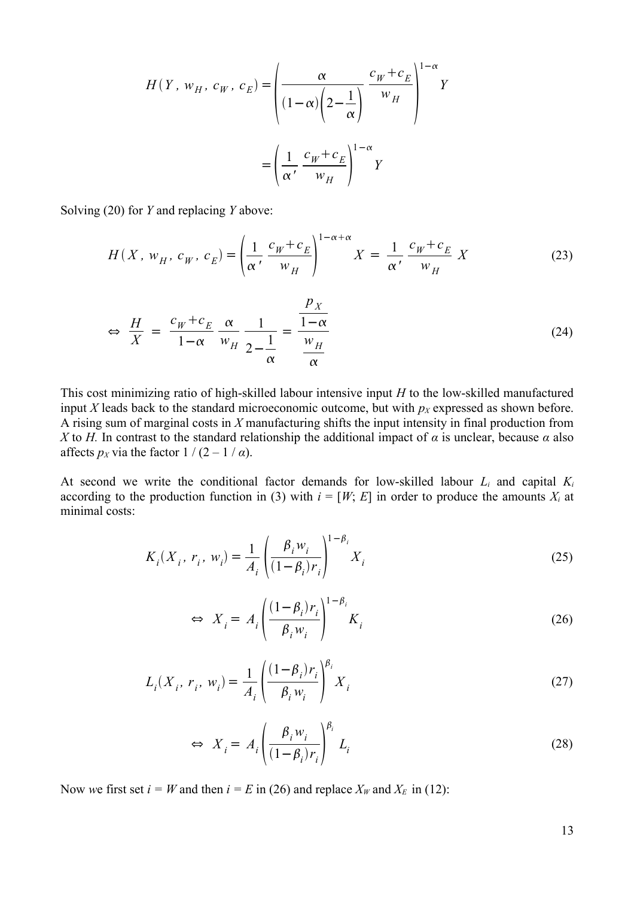$$H(Y,\, w_H,\, c_W,\, c_E) = \left( \frac{\alpha}{(1-\alpha)\left(2-\frac{1}{\alpha}\right)} \frac{c_W + c_E}{w_H} \right)^{1-\alpha} Y$$

$$= \left( \frac{1}{\alpha'} \frac{c_W + c_E}{w_H} \right)^{1-\alpha} Y$$

Solving (20) for *Y* and replacing *Y* above:

$$H(X,\, w_H,\, c_W,\, c_E) = \left( \frac{1}{\alpha'} \frac{c_W + c_E}{w_H} \right)^{1-\alpha+\alpha} X \;=\; \frac{1}{\alpha'} \frac{c_W + c_E}{w_H}\; X \tag{23}$$

$$\Leftrightarrow\; \frac{H}{X} \;=\; \frac{c_W + c_E}{1-\alpha} \frac{\alpha}{w_H} \frac{1}{2-\frac{1}{\alpha}} \;=\; \frac{\frac{p_X}{1-\alpha}}{\frac{w_H}{\alpha}} \tag{24}$$

This cost minimizing ratio of high-skilled labour intensive input *H* to the low-skilled manufactured input *X* leads back to the standard microeconomic outcome, but with $p_X$ expressed as shown before. A rising sum of marginal costs in *X* manufacturing shifts the input intensity in final production from *X* to *H.* In contrast to the standard relationship the additional impact of $\alpha$ is unclear, because $\alpha$ also affects $p_X$ via the factor $1 / (2 - 1 / \alpha)$.

At second we write the conditional factor demands for low-skilled labour $L_i$ and capital $K_i$ according to the production function in (3) with $i = [W;\, E]$ in order to produce the amounts $X_i$ at minimal costs:

$$K_i(X_i,\, r_i,\, w_i) = \frac{1}{A_i} \left( \frac{\beta_i w_i}{(1-\beta_i) r_i} \right)^{1-\beta_i} X_i \tag{25}$$

$$\Leftrightarrow\; X_i = A_i \left( \frac{(1-\beta_i) r_i}{\beta_i w_i} \right)^{1-\beta_i} K_i \tag{26}$$

$$L_i(X_i,\, r_i,\, w_i) = \frac{1}{A_i} \left( \frac{(1-\beta_i) r_i}{\beta_i w_i} \right)^{\beta_i} X_i \tag{27}$$

$$\Leftrightarrow\; X_i = A_i \left( \frac{\beta_i w_i}{(1-\beta_i) r_i} \right)^{\beta_i} L_i \tag{28}$$

Now *we* first set $i = W$ and then $i = E$ in (26) and replace $X_W$ and $X_E$ in (12):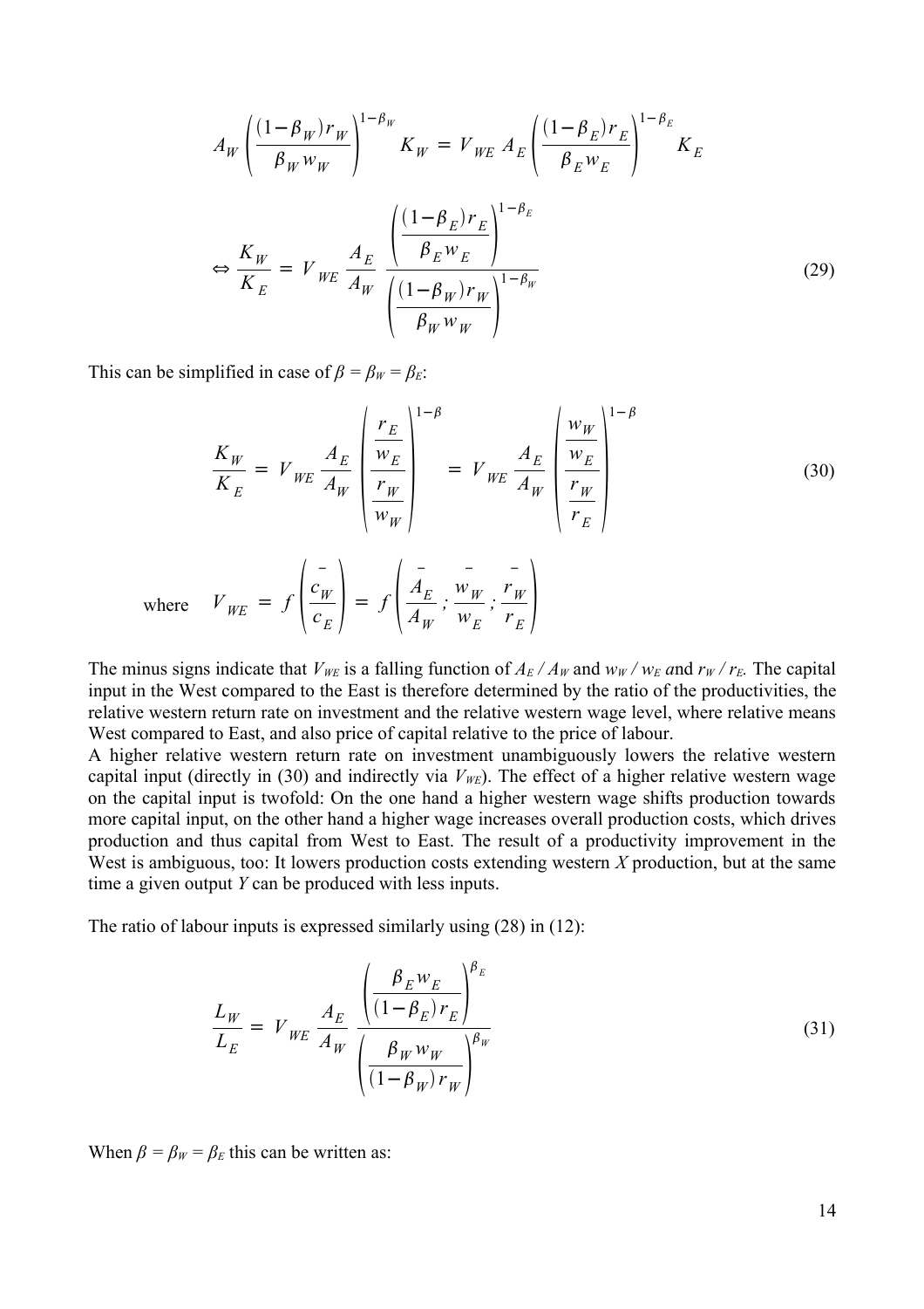$$A_W \left( \frac{(1-\beta_W) r_W}{\beta_W w_W} \right)^{1-\beta_W} K_W = V_{WE} \, A_E \left( \frac{(1-\beta_E) r_E}{\beta_E w_E} \right)^{1-\beta_E} K_E$$

$$\Leftrightarrow \frac{K_W}{K_E} = V_{WE} \, \frac{A_E}{A_W} \, \frac{\left( \frac{(1-\beta_E) r_E}{\beta_E w_E} \right)^{1-\beta_E}}{\left( \frac{(1-\beta_W) r_W}{\beta_W w_W} \right)^{1-\beta_W}} \tag{29}$$

This can be simplified in case of $\beta = \beta_W = \beta_E$:

$$\frac{K_W}{K_E} = V_{WE} \, \frac{A_E}{A_W} \left( \frac{\frac{r_E}{w_E}}{\frac{r_W}{w_W}} \right)^{1-\beta} = V_{WE} \, \frac{A_E}{A_W} \left( \frac{\frac{w_W}{w_E}}{\frac{r_W}{r_E}} \right)^{1-\beta} \tag{30}$$

where $\quad V_{WE} = f\left( \overset{-}{\frac{c_W}{c_E}} \right) = f\left( \overset{-}{\frac{A_E}{A_W}} ; \overset{-}{\frac{w_W}{w_E}} ; \overset{-}{\frac{r_W}{r_E}} \right)$

The minus signs indicate that $V_{WE}$ is a falling function of $A_E / A_W$ and $w_W / w_E$ and $r_W / r_E$. The capital input in the West compared to the East is therefore determined by the ratio of the productivities, the relative western return rate on investment and the relative western wage level, where relative means West compared to East, and also price of capital relative to the price of labour.

A higher relative western return rate on investment unambiguously lowers the relative western capital input (directly in (30) and indirectly via $V_{WE}$). The effect of a higher relative western wage on the capital input is twofold: On the one hand a higher western wage shifts production towards more capital input, on the other hand a higher wage increases overall production costs, which drives production and thus capital from West to East. The result of a productivity improvement in the West is ambiguous, too: It lowers production costs extending western *X* production, but at the same time a given output *Y* can be produced with less inputs.

The ratio of labour inputs is expressed similarly using (28) in (12):

$$\frac{L_W}{L_E} = V_{WE} \, \frac{A_E}{A_W} \, \frac{\left( \frac{\beta_E w_E}{(1-\beta_E) r_E} \right)^{\beta_E}}{\left( \frac{\beta_W w_W}{(1-\beta_W) r_W} \right)^{\beta_W}} \tag{31}$$

When $\beta = \beta_W = \beta_E$ this can be written as: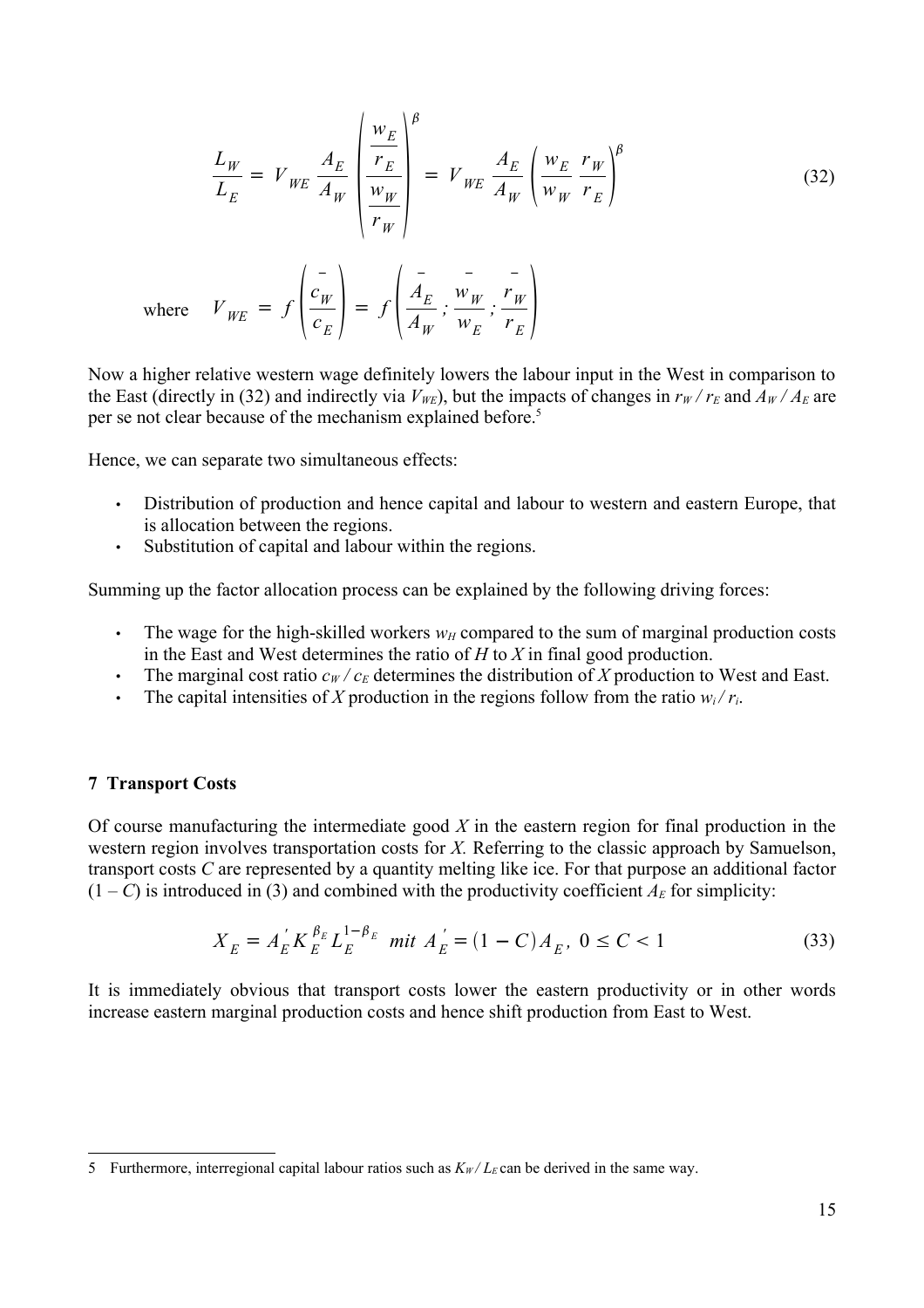$$\frac{L_W}{L_E} = V_{WE} \frac{A_E}{A_W} \left( \frac{\frac{w_E}{r_E}}{\frac{w_W}{r_W}} \right)^{\beta} = V_{WE} \frac{A_E}{A_W} \left( \frac{w_E}{w_W} \frac{r_W}{r_E} \right)^{\beta} \tag{32}$$

where $\quad V_{WE} = f\left(\frac{\bar{c}_W}{c_E}\right) = f\left(\frac{\bar{A}_E}{A_W}; \frac{\bar{w}_W}{w_E}; \frac{\bar{r}_W}{r_E}\right)$

Now a higher relative western wage definitely lowers the labour input in the West in comparison to the East (directly in (32) and indirectly via $V_{WE}$), but the impacts of changes in $r_W / r_E$ and $A_W / A_E$ are per se not clear because of the mechanism explained before.[5]

Hence, we can separate two simultaneous effects:

- Distribution of production and hence capital and labour to western and eastern Europe, that is allocation between the regions.
- Substitution of capital and labour within the regions.

Summing up the factor allocation process can be explained by the following driving forces:

- The wage for the high-skilled workers $w_H$ compared to the sum of marginal production costs in the East and West determines the ratio of $H$ to $X$ in final good production.
- The marginal cost ratio $c_W / c_E$ determines the distribution of $X$ production to West and East.
- The capital intensities of $X$ production in the regions follow from the ratio $w_i / r_i$.

## 7 Transport Costs

Of course manufacturing the intermediate good $X$ in the eastern region for final production in the western region involves transportation costs for $X$. Referring to the classic approach by Samuelson, transport costs $C$ are represented by a quantity melting like ice. For that purpose an additional factor $(1 - C)$ is introduced in (3) and combined with the productivity coefficient $A_E$ for simplicity:

$$X_E = A_E^{'} K_E^{\beta_E} L_E^{1-\beta_E} \;\; mit \;\; A_E^{'} = (1 - C) A_E, \;\; 0 \leq C < 1 \tag{33}$$

It is immediately obvious that transport costs lower the eastern productivity or in other words increase eastern marginal production costs and hence shift production from East to West.

---

5 Furthermore, interregional capital labour ratios such as $K_W / L_E$ can be derived in the same way.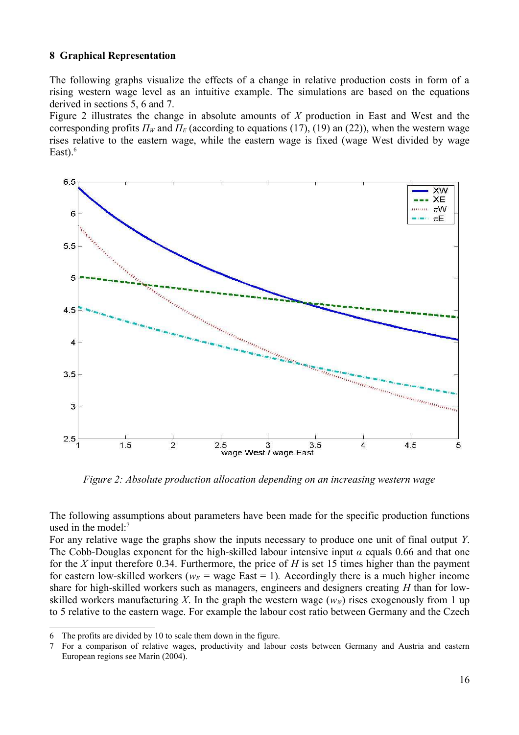## 8 Graphical Representation

The following graphs visualize the effects of a change in relative production costs in form of a rising western wage level as an intuitive example. The simulations are based on the equations derived in sections 5, 6 and 7.

Figure 2 illustrates the change in absolute amounts of $X$ production in East and West and the corresponding profits $\Pi_W$ and $\Pi_E$ (according to equations (17), (19) an (22)), when the western wage rises relative to the eastern wage, while the eastern wage is fixed (wage West divided by wage East).[6]

*Figure 2: Absolute production allocation depending on an increasing western wage*

The following assumptions about parameters have been made for the specific production functions used in the model:[7]

For any relative wage the graphs show the inputs necessary to produce one unit of final output $Y$. The Cobb-Douglas exponent for the high-skilled labour intensive input $\alpha$ equals 0.66 and that one for the $X$ input therefore 0.34. Furthermore, the price of $H$ is set 15 times higher than the payment for eastern low-skilled workers ($w_E$ = wage East = 1). Accordingly there is a much higher income share for high-skilled workers such as managers, engineers and designers creating $H$ than for low-skilled workers manufacturing $X$. In the graph the western wage ($w_W$) rises exogenously from 1 up to 5 relative to the eastern wage. For example the labour cost ratio between Germany and the Czech

---

6 The profits are divided by 10 to scale them down in the figure.

7 For a comparison of relative wages, productivity and labour costs between Germany and Austria and eastern European regions see Marin (2004).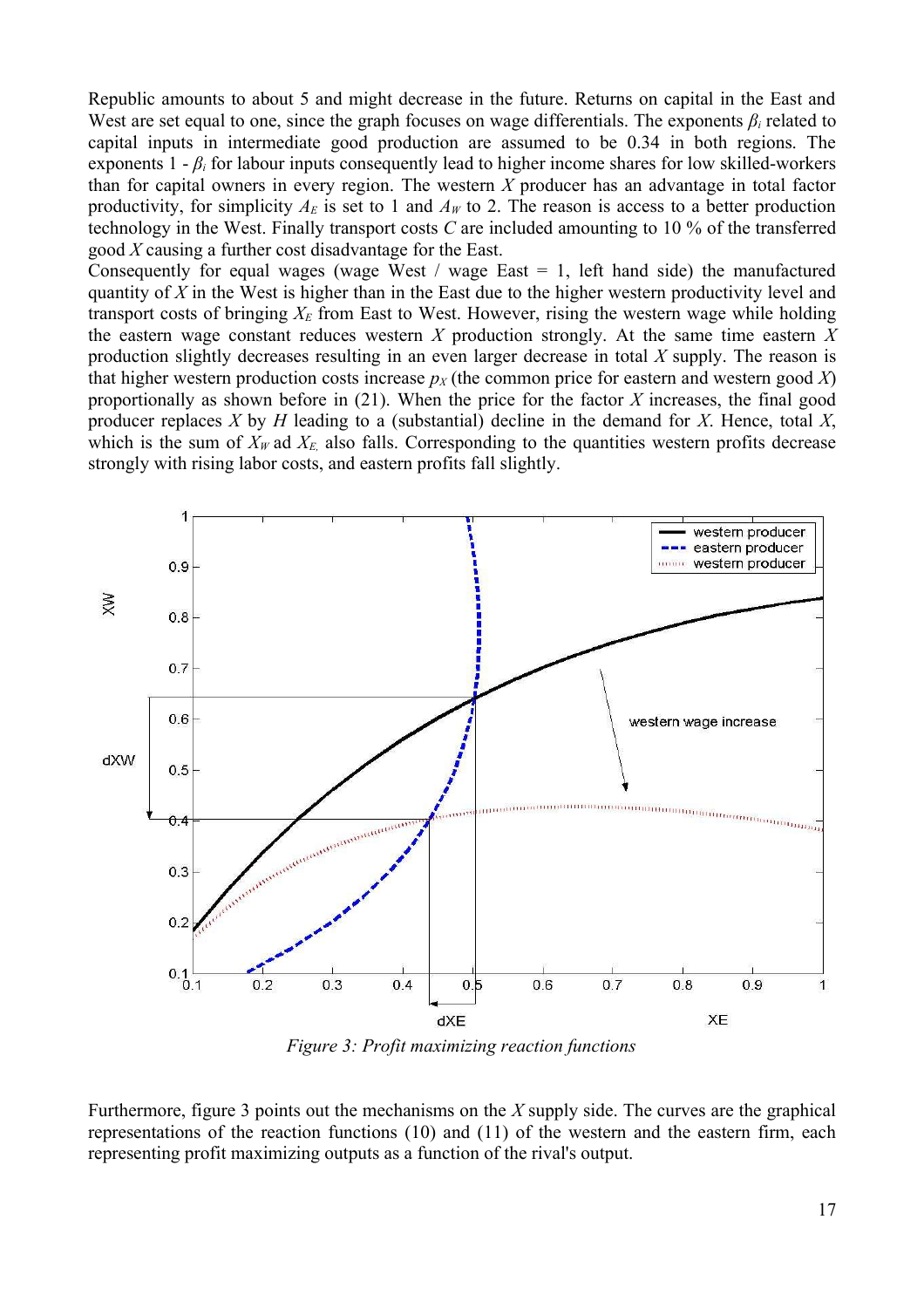Republic amounts to about 5 and might decrease in the future. Returns on capital in the East and West are set equal to one, since the graph focuses on wage differentials. The exponents $\beta_i$ related to capital inputs in intermediate good production are assumed to be 0.34 in both regions. The exponents $1 - \beta_i$ for labour inputs consequently lead to higher income shares for low skilled-workers than for capital owners in every region. The western $X$ producer has an advantage in total factor productivity, for simplicity $A_E$ is set to 1 and $A_W$ to 2. The reason is access to a better production technology in the West. Finally transport costs $C$ are included amounting to 10 % of the transferred good $X$ causing a further cost disadvantage for the East.

Consequently for equal wages (wage West / wage East = 1, left hand side) the manufactured quantity of $X$ in the West is higher than in the East due to the higher western productivity level and transport costs of bringing $X_E$ from East to West. However, rising the western wage while holding the eastern wage constant reduces western $X$ production strongly. At the same time eastern $X$ production slightly decreases resulting in an even larger decrease in total $X$ supply. The reason is that higher western production costs increase $p_X$ (the common price for eastern and western good $X$) proportionally as shown before in (21). When the price for the factor $X$ increases, the final good producer replaces $X$ by $H$ leading to a (substantial) decline in the demand for $X$. Hence, total $X$, which is the sum of $X_W$ ad $X_E$, also falls. Corresponding to the quantities western profits decrease strongly with rising labor costs, and eastern profits fall slightly.

*Figure 3: Profit maximizing reaction functions*

Furthermore, figure 3 points out the mechanisms on the $X$ supply side. The curves are the graphical representations of the reaction functions (10) and (11) of the western and the eastern firm, each representing profit maximizing outputs as a function of the rival's output.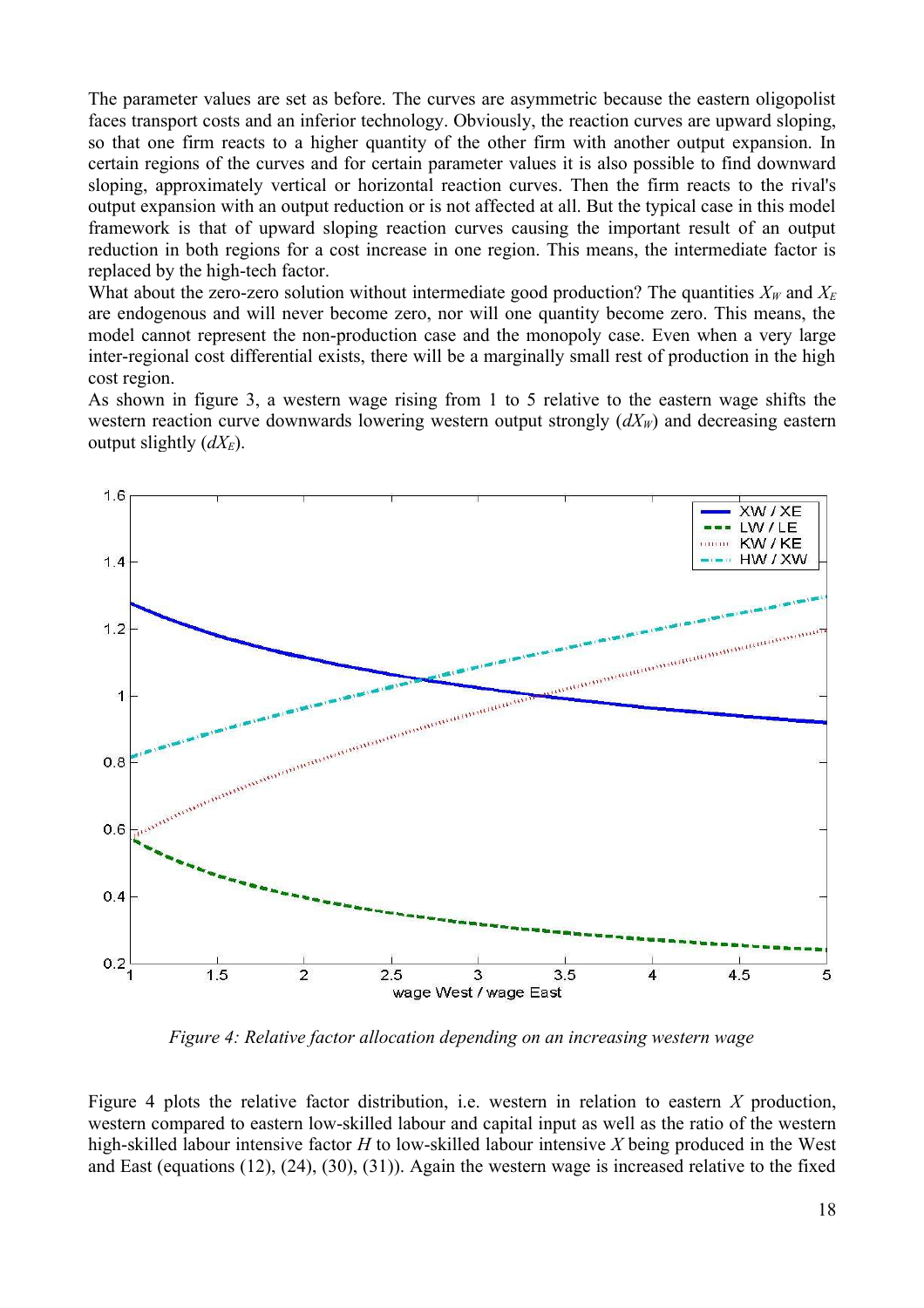The parameter values are set as before. The curves are asymmetric because the eastern oligopolist faces transport costs and an inferior technology. Obviously, the reaction curves are upward sloping, so that one firm reacts to a higher quantity of the other firm with another output expansion. In certain regions of the curves and for certain parameter values it is also possible to find downward sloping, approximately vertical or horizontal reaction curves. Then the firm reacts to the rival's output expansion with an output reduction or is not affected at all. But the typical case in this model framework is that of upward sloping reaction curves causing the important result of an output reduction in both regions for a cost increase in one region. This means, the intermediate factor is replaced by the high-tech factor.

What about the zero-zero solution without intermediate good production? The quantities $X_W$ and $X_E$ are endogenous and will never become zero, nor will one quantity become zero. This means, the model cannot represent the non-production case and the monopoly case. Even when a very large inter-regional cost differential exists, there will be a marginally small rest of production in the high cost region.

As shown in figure 3, a western wage rising from 1 to 5 relative to the eastern wage shifts the western reaction curve downwards lowering western output strongly ($dX_W$) and decreasing eastern output slightly ($dX_E$).

*Figure 4: Relative factor allocation depending on an increasing western wage*

Figure 4 plots the relative factor distribution, i.e. western in relation to eastern $X$ production, western compared to eastern low-skilled labour and capital input as well as the ratio of the western high-skilled labour intensive factor $H$ to low-skilled labour intensive $X$ being produced in the West and East (equations (12), (24), (30), (31)). Again the western wage is increased relative to the fixed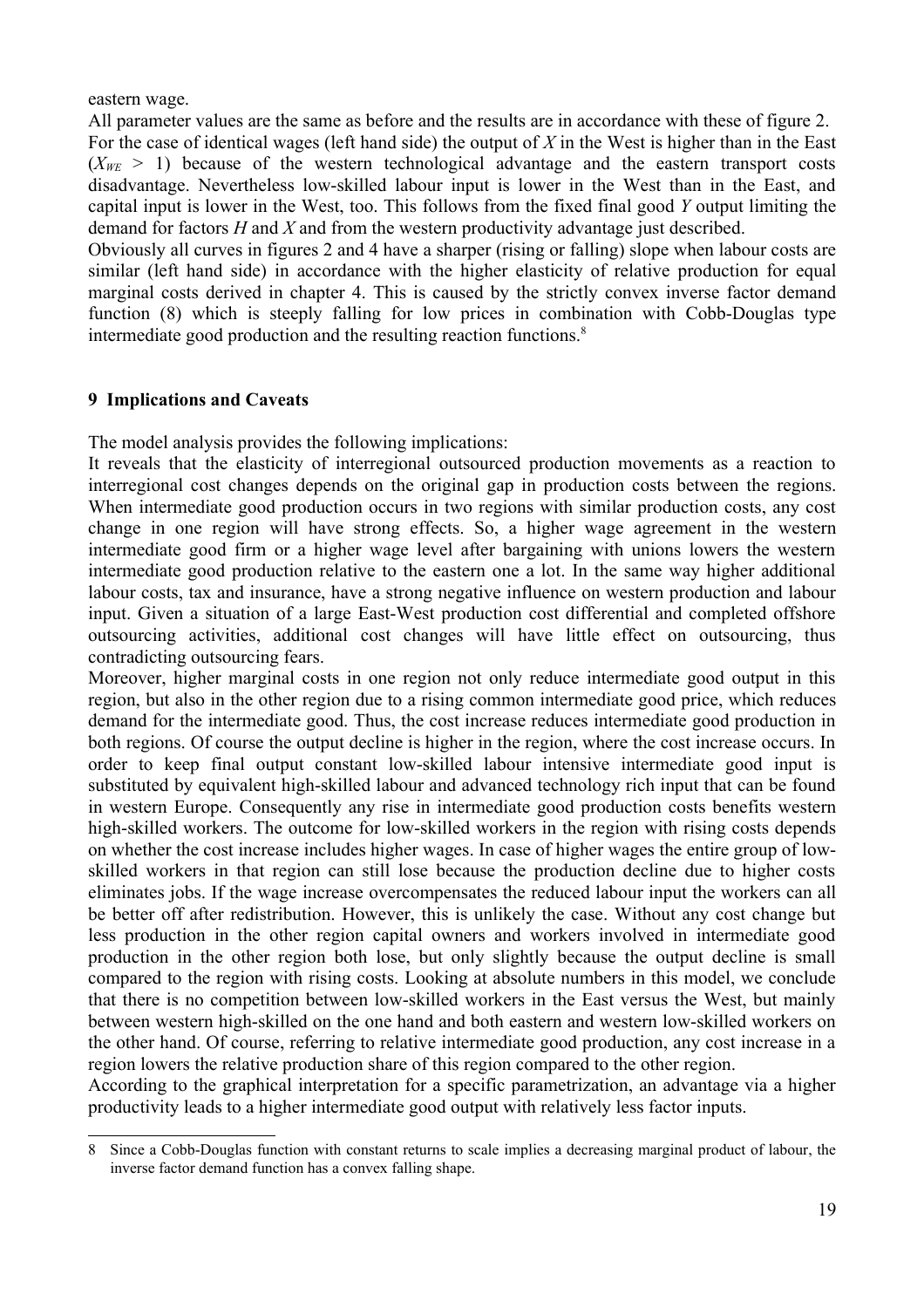eastern wage.

All parameter values are the same as before and the results are in accordance with these of figure 2. For the case of identical wages (left hand side) the output of $X$ in the West is higher than in the East ($X_{WE} > 1$) because of the western technological advantage and the eastern transport costs disadvantage. Nevertheless low-skilled labour input is lower in the West than in the East, and capital input is lower in the West, too. This follows from the fixed final good $Y$ output limiting the demand for factors $H$ and $X$ and from the western productivity advantage just described.

Obviously all curves in figures 2 and 4 have a sharper (rising or falling) slope when labour costs are similar (left hand side) in accordance with the higher elasticity of relative production for equal marginal costs derived in chapter 4. This is caused by the strictly convex inverse factor demand function (8) which is steeply falling for low prices in combination with Cobb-Douglas type intermediate good production and the resulting reaction functions.[8]

## 9 Implications and Caveats

The model analysis provides the following implications:

It reveals that the elasticity of interregional outsourced production movements as a reaction to interregional cost changes depends on the original gap in production costs between the regions. When intermediate good production occurs in two regions with similar production costs, any cost change in one region will have strong effects. So, a higher wage agreement in the western intermediate good firm or a higher wage level after bargaining with unions lowers the western intermediate good production relative to the eastern one a lot. In the same way higher additional labour costs, tax and insurance, have a strong negative influence on western production and labour input. Given a situation of a large East-West production cost differential and completed offshore outsourcing activities, additional cost changes will have little effect on outsourcing, thus contradicting outsourcing fears.

Moreover, higher marginal costs in one region not only reduce intermediate good output in this region, but also in the other region due to a rising common intermediate good price, which reduces demand for the intermediate good. Thus, the cost increase reduces intermediate good production in both regions. Of course the output decline is higher in the region, where the cost increase occurs. In order to keep final output constant low-skilled labour intensive intermediate good input is substituted by equivalent high-skilled labour and advanced technology rich input that can be found in western Europe. Consequently any rise in intermediate good production costs benefits western high-skilled workers. The outcome for low-skilled workers in the region with rising costs depends on whether the cost increase includes higher wages. In case of higher wages the entire group of low-skilled workers in that region can still lose because the production decline due to higher costs eliminates jobs. If the wage increase overcompensates the reduced labour input the workers can all be better off after redistribution. However, this is unlikely the case. Without any cost change but less production in the other region capital owners and workers involved in intermediate good production in the other region both lose, but only slightly because the output decline is small compared to the region with rising costs. Looking at absolute numbers in this model, we conclude that there is no competition between low-skilled workers in the East versus the West, but mainly between western high-skilled on the one hand and both eastern and western low-skilled workers on the other hand. Of course, referring to relative intermediate good production, any cost increase in a region lowers the relative production share of this region compared to the other region.

According to the graphical interpretation for a specific parametrization, an advantage via a higher productivity leads to a higher intermediate good output with relatively less factor inputs.

[8] Since a Cobb-Douglas function with constant returns to scale implies a decreasing marginal product of labour, the inverse factor demand function has a convex falling shape.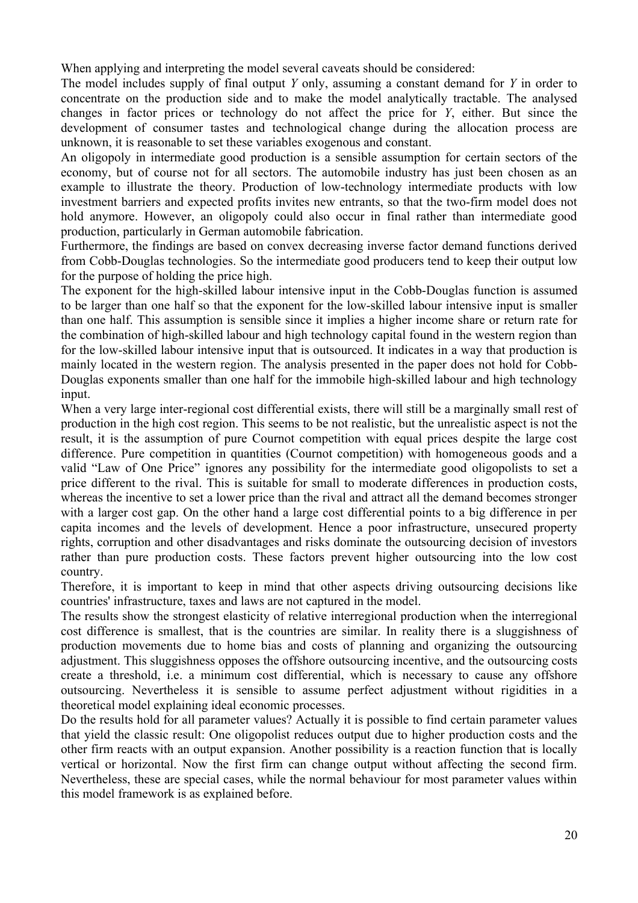When applying and interpreting the model several caveats should be considered:

The model includes supply of final output $Y$ only, assuming a constant demand for $Y$ in order to concentrate on the production side and to make the model analytically tractable. The analysed changes in factor prices or technology do not affect the price for $Y$, either. But since the development of consumer tastes and technological change during the allocation process are unknown, it is reasonable to set these variables exogenous and constant.

An oligopoly in intermediate good production is a sensible assumption for certain sectors of the economy, but of course not for all sectors. The automobile industry has just been chosen as an example to illustrate the theory. Production of low-technology intermediate products with low investment barriers and expected profits invites new entrants, so that the two-firm model does not hold anymore. However, an oligopoly could also occur in final rather than intermediate good production, particularly in German automobile fabrication.

Furthermore, the findings are based on convex decreasing inverse factor demand functions derived from Cobb-Douglas technologies. So the intermediate good producers tend to keep their output low for the purpose of holding the price high.

The exponent for the high-skilled labour intensive input in the Cobb-Douglas function is assumed to be larger than one half so that the exponent for the low-skilled labour intensive input is smaller than one half. This assumption is sensible since it implies a higher income share or return rate for the combination of high-skilled labour and high technology capital found in the western region than for the low-skilled labour intensive input that is outsourced. It indicates in a way that production is mainly located in the western region. The analysis presented in the paper does not hold for Cobb-Douglas exponents smaller than one half for the immobile high-skilled labour and high technology input.

When a very large inter-regional cost differential exists, there will still be a marginally small rest of production in the high cost region. This seems to be not realistic, but the unrealistic aspect is not the result, it is the assumption of pure Cournot competition with equal prices despite the large cost difference. Pure competition in quantities (Cournot competition) with homogeneous goods and a valid "Law of One Price" ignores any possibility for the intermediate good oligopolists to set a price different to the rival. This is suitable for small to moderate differences in production costs, whereas the incentive to set a lower price than the rival and attract all the demand becomes stronger with a larger cost gap. On the other hand a large cost differential points to a big difference in per capita incomes and the levels of development. Hence a poor infrastructure, unsecured property rights, corruption and other disadvantages and risks dominate the outsourcing decision of investors rather than pure production costs. These factors prevent higher outsourcing into the low cost country.

Therefore, it is important to keep in mind that other aspects driving outsourcing decisions like countries' infrastructure, taxes and laws are not captured in the model.

The results show the strongest elasticity of relative interregional production when the interregional cost difference is smallest, that is the countries are similar. In reality there is a sluggishness of production movements due to home bias and costs of planning and organizing the outsourcing adjustment. This sluggishness opposes the offshore outsourcing incentive, and the outsourcing costs create a threshold, i.e. a minimum cost differential, which is necessary to cause any offshore outsourcing. Nevertheless it is sensible to assume perfect adjustment without rigidities in a theoretical model explaining ideal economic processes.

Do the results hold for all parameter values? Actually it is possible to find certain parameter values that yield the classic result: One oligopolist reduces output due to higher production costs and the other firm reacts with an output expansion. Another possibility is a reaction function that is locally vertical or horizontal. Now the first firm can change output without affecting the second firm. Nevertheless, these are special cases, while the normal behaviour for most parameter values within this model framework is as explained before.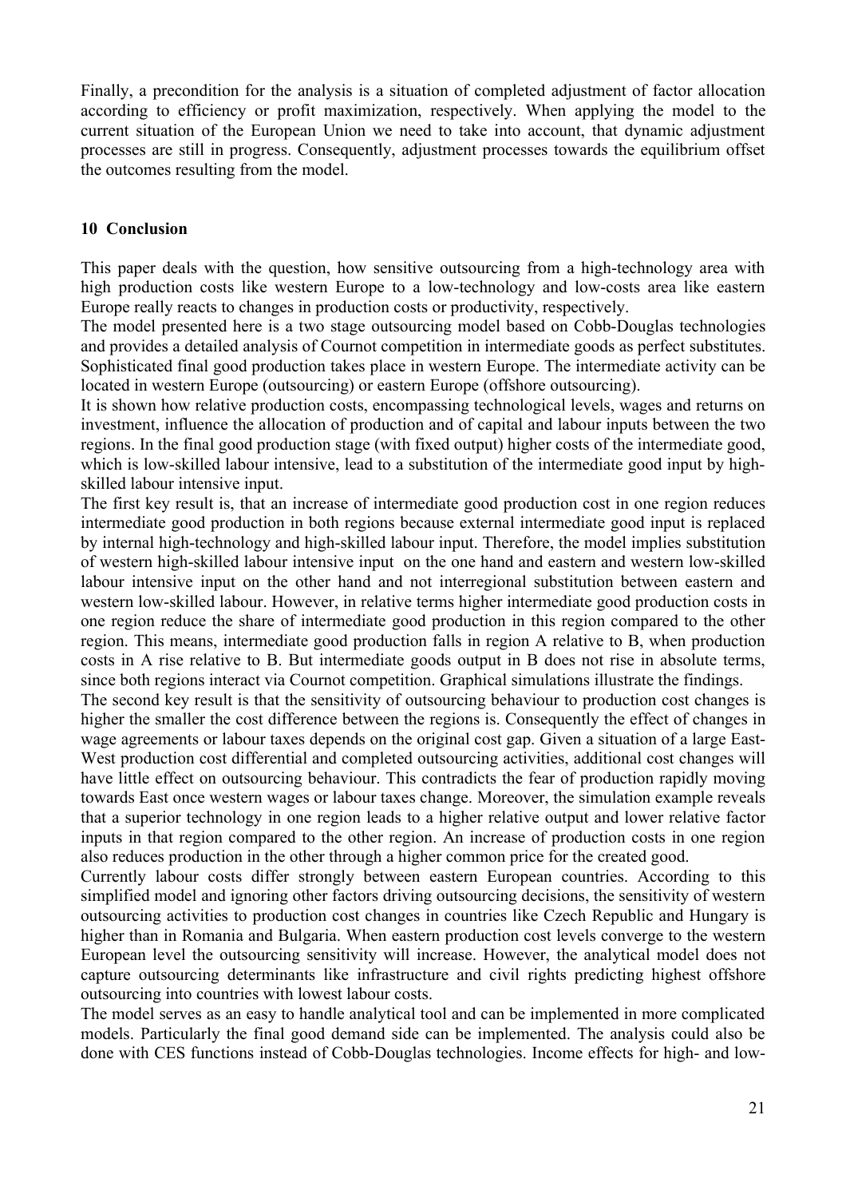Finally, a precondition for the analysis is a situation of completed adjustment of factor allocation according to efficiency or profit maximization, respectively. When applying the model to the current situation of the European Union we need to take into account, that dynamic adjustment processes are still in progress. Consequently, adjustment processes towards the equilibrium offset the outcomes resulting from the model.

## 10 Conclusion

This paper deals with the question, how sensitive outsourcing from a high-technology area with high production costs like western Europe to a low-technology and low-costs area like eastern Europe really reacts to changes in production costs or productivity, respectively.

The model presented here is a two stage outsourcing model based on Cobb-Douglas technologies and provides a detailed analysis of Cournot competition in intermediate goods as perfect substitutes. Sophisticated final good production takes place in western Europe. The intermediate activity can be located in western Europe (outsourcing) or eastern Europe (offshore outsourcing).

It is shown how relative production costs, encompassing technological levels, wages and returns on investment, influence the allocation of production and of capital and labour inputs between the two regions. In the final good production stage (with fixed output) higher costs of the intermediate good, which is low-skilled labour intensive, lead to a substitution of the intermediate good input by high-skilled labour intensive input.

The first key result is, that an increase of intermediate good production cost in one region reduces intermediate good production in both regions because external intermediate good input is replaced by internal high-technology and high-skilled labour input. Therefore, the model implies substitution of western high-skilled labour intensive input on the one hand and eastern and western low-skilled labour intensive input on the other hand and not interregional substitution between eastern and western low-skilled labour. However, in relative terms higher intermediate good production costs in one region reduce the share of intermediate good production in this region compared to the other region. This means, intermediate good production falls in region A relative to B, when production costs in A rise relative to B. But intermediate goods output in B does not rise in absolute terms, since both regions interact via Cournot competition. Graphical simulations illustrate the findings.

The second key result is that the sensitivity of outsourcing behaviour to production cost changes is higher the smaller the cost difference between the regions is. Consequently the effect of changes in wage agreements or labour taxes depends on the original cost gap. Given a situation of a large East-West production cost differential and completed outsourcing activities, additional cost changes will have little effect on outsourcing behaviour. This contradicts the fear of production rapidly moving towards East once western wages or labour taxes change. Moreover, the simulation example reveals that a superior technology in one region leads to a higher relative output and lower relative factor inputs in that region compared to the other region. An increase of production costs in one region also reduces production in the other through a higher common price for the created good.

Currently labour costs differ strongly between eastern European countries. According to this simplified model and ignoring other factors driving outsourcing decisions, the sensitivity of western outsourcing activities to production cost changes in countries like Czech Republic and Hungary is higher than in Romania and Bulgaria. When eastern production cost levels converge to the western European level the outsourcing sensitivity will increase. However, the analytical model does not capture outsourcing determinants like infrastructure and civil rights predicting highest offshore outsourcing into countries with lowest labour costs.

The model serves as an easy to handle analytical tool and can be implemented in more complicated models. Particularly the final good demand side can be implemented. The analysis could also be done with CES functions instead of Cobb-Douglas technologies. Income effects for high- and low-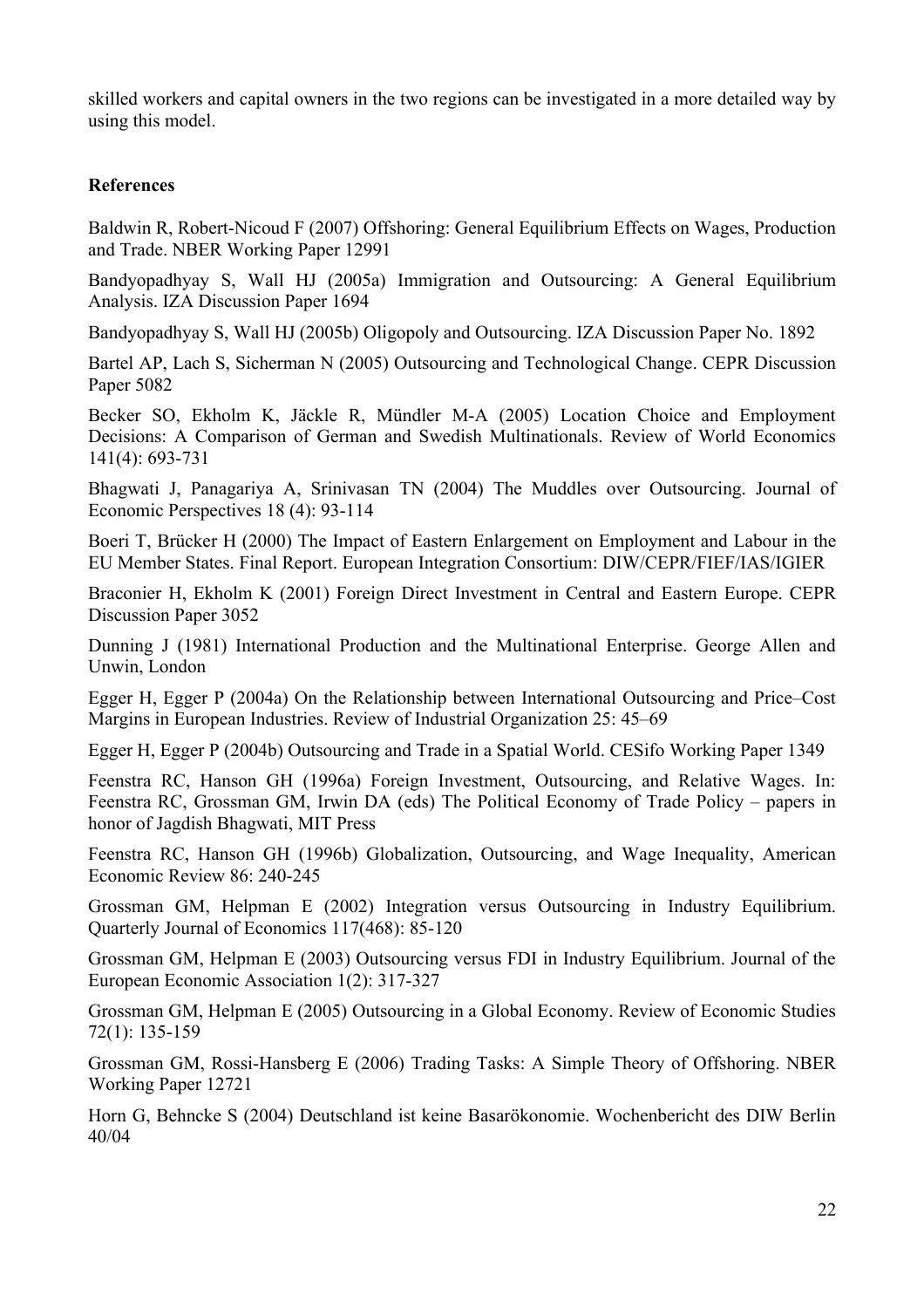skilled workers and capital owners in the two regions can be investigated in a more detailed way by using this model.

**References**

Baldwin R, Robert-Nicoud F (2007) Offshoring: General Equilibrium Effects on Wages, Production and Trade. NBER Working Paper 12991

Bandyopadhyay S, Wall HJ (2005a) Immigration and Outsourcing: A General Equilibrium Analysis. IZA Discussion Paper 1694

Bandyopadhyay S, Wall HJ (2005b) Oligopoly and Outsourcing. IZA Discussion Paper No. 1892

Bartel AP, Lach S, Sicherman N (2005) Outsourcing and Technological Change. CEPR Discussion Paper 5082

Becker SO, Ekholm K, Jäckle R, Mündler M-A (2005) Location Choice and Employment Decisions: A Comparison of German and Swedish Multinationals. Review of World Economics 141(4): 693-731

Bhagwati J, Panagariya A, Srinivasan TN (2004) The Muddles over Outsourcing. Journal of Economic Perspectives 18 (4): 93-114

Boeri T, Brücker H (2000) The Impact of Eastern Enlargement on Employment and Labour in the EU Member States. Final Report. European Integration Consortium: DIW/CEPR/FIEF/IAS/IGIER

Braconier H, Ekholm K (2001) Foreign Direct Investment in Central and Eastern Europe. CEPR Discussion Paper 3052

Dunning J (1981) International Production and the Multinational Enterprise. George Allen and Unwin, London

Egger H, Egger P (2004a) On the Relationship between International Outsourcing and Price–Cost Margins in European Industries. Review of Industrial Organization 25: 45–69

Egger H, Egger P (2004b) Outsourcing and Trade in a Spatial World. CESifo Working Paper 1349

Feenstra RC, Hanson GH (1996a) Foreign Investment, Outsourcing, and Relative Wages. In: Feenstra RC, Grossman GM, Irwin DA (eds) The Political Economy of Trade Policy – papers in honor of Jagdish Bhagwati, MIT Press

Feenstra RC, Hanson GH (1996b) Globalization, Outsourcing, and Wage Inequality, American Economic Review 86: 240-245

Grossman GM, Helpman E (2002) Integration versus Outsourcing in Industry Equilibrium. Quarterly Journal of Economics 117(468): 85-120

Grossman GM, Helpman E (2003) Outsourcing versus FDI in Industry Equilibrium. Journal of the European Economic Association 1(2): 317-327

Grossman GM, Helpman E (2005) Outsourcing in a Global Economy. Review of Economic Studies 72(1): 135-159

Grossman GM, Rossi-Hansberg E (2006) Trading Tasks: A Simple Theory of Offshoring. NBER Working Paper 12721

Horn G, Behncke S (2004) Deutschland ist keine Basarökonomie. Wochenbericht des DIW Berlin 40/04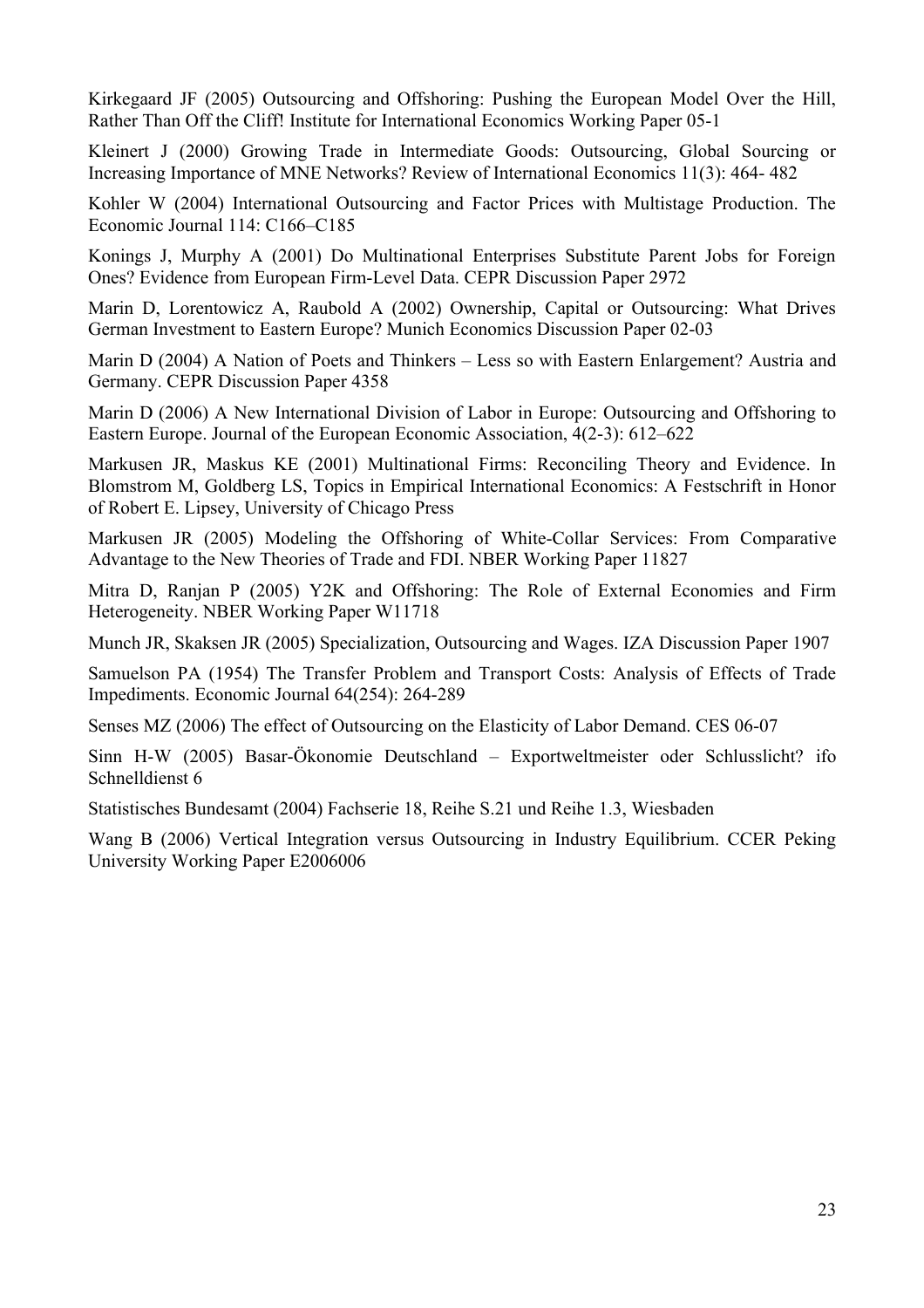Kirkegaard JF (2005) Outsourcing and Offshoring: Pushing the European Model Over the Hill, Rather Than Off the Cliff! Institute for International Economics Working Paper 05-1

Kleinert J (2000) Growing Trade in Intermediate Goods: Outsourcing, Global Sourcing or Increasing Importance of MNE Networks? Review of International Economics 11(3): 464- 482

Kohler W (2004) International Outsourcing and Factor Prices with Multistage Production. The Economic Journal 114: C166–C185

Konings J, Murphy A (2001) Do Multinational Enterprises Substitute Parent Jobs for Foreign Ones? Evidence from European Firm-Level Data. CEPR Discussion Paper 2972

Marin D, Lorentowicz A, Raubold A (2002) Ownership, Capital or Outsourcing: What Drives German Investment to Eastern Europe? Munich Economics Discussion Paper 02-03

Marin D (2004) A Nation of Poets and Thinkers – Less so with Eastern Enlargement? Austria and Germany. CEPR Discussion Paper 4358

Marin D (2006) A New International Division of Labor in Europe: Outsourcing and Offshoring to Eastern Europe. Journal of the European Economic Association, 4(2-3): 612–622

Markusen JR, Maskus KE (2001) Multinational Firms: Reconciling Theory and Evidence. In Blomstrom M, Goldberg LS, Topics in Empirical International Economics: A Festschrift in Honor of Robert E. Lipsey, University of Chicago Press

Markusen JR (2005) Modeling the Offshoring of White-Collar Services: From Comparative Advantage to the New Theories of Trade and FDI. NBER Working Paper 11827

Mitra D, Ranjan P (2005) Y2K and Offshoring: The Role of External Economies and Firm Heterogeneity. NBER Working Paper W11718

Munch JR, Skaksen JR (2005) Specialization, Outsourcing and Wages. IZA Discussion Paper 1907

Samuelson PA (1954) The Transfer Problem and Transport Costs: Analysis of Effects of Trade Impediments. Economic Journal 64(254): 264-289

Senses MZ (2006) The effect of Outsourcing on the Elasticity of Labor Demand. CES 06-07

Sinn H-W (2005) Basar-Ökonomie Deutschland – Exportweltmeister oder Schlusslicht? ifo Schnelldienst 6

Statistisches Bundesamt (2004) Fachserie 18, Reihe S.21 und Reihe 1.3, Wiesbaden

Wang B (2006) Vertical Integration versus Outsourcing in Industry Equilibrium. CCER Peking University Working Paper E2006006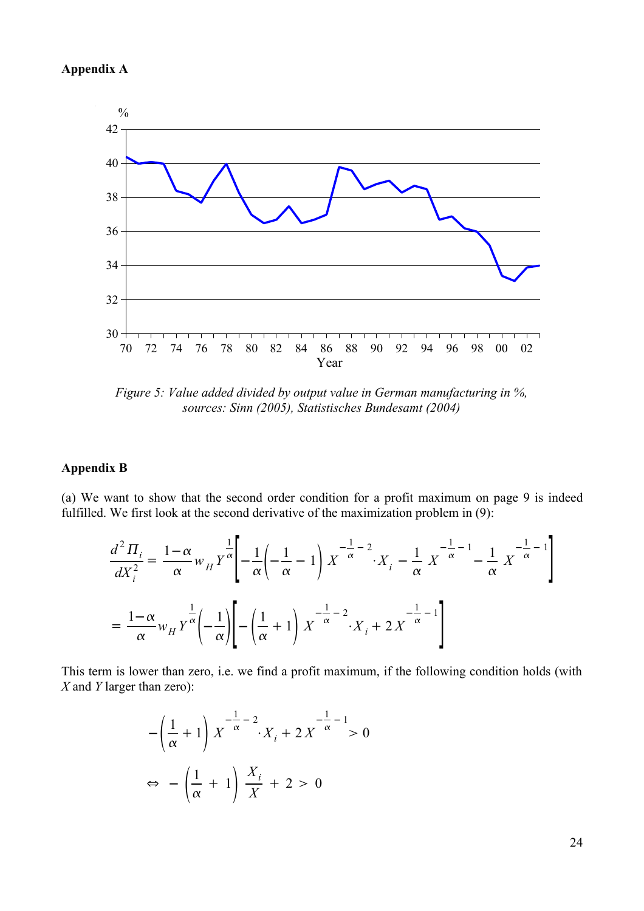**Appendix A**

Figure 5: Value added divided by output value in German manufacturing in %, sources: Sinn (2005), Statistisches Bundesamt (2004)

**Appendix B**

(a) We want to show that the second order condition for a profit maximum on page 9 is indeed fulfilled. We first look at the second derivative of the maximization problem in (9):

$$\frac{d^2 \Pi_i}{dX_i^2} = \frac{1-\alpha}{\alpha} w_H Y^{\frac{1}{\alpha}} \left[ -\frac{1}{\alpha}\left(-\frac{1}{\alpha}-1\right) X^{-\frac{1}{\alpha}-2} \cdot X_i - \frac{1}{\alpha} X^{-\frac{1}{\alpha}-1} - \frac{1}{\alpha} X^{-\frac{1}{\alpha}-1} \right]$$

$$= \frac{1-\alpha}{\alpha} w_H Y^{\frac{1}{\alpha}} \left(-\frac{1}{\alpha}\right) \left[ -\left(\frac{1}{\alpha}+1\right) X^{-\frac{1}{\alpha}-2} \cdot X_i + 2X^{-\frac{1}{\alpha}-1} \right]$$

This term is lower than zero, i.e. we find a profit maximum, if the following condition holds (with $X$ and $Y$ larger than zero):

$$-\left(\frac{1}{\alpha}+1\right) X^{-\frac{1}{\alpha}-2} \cdot X_i + 2X^{-\frac{1}{\alpha}-1} > 0$$

$$\Leftrightarrow \; -\left(\frac{1}{\alpha}+1\right) \frac{X_i}{X} + 2 > 0$$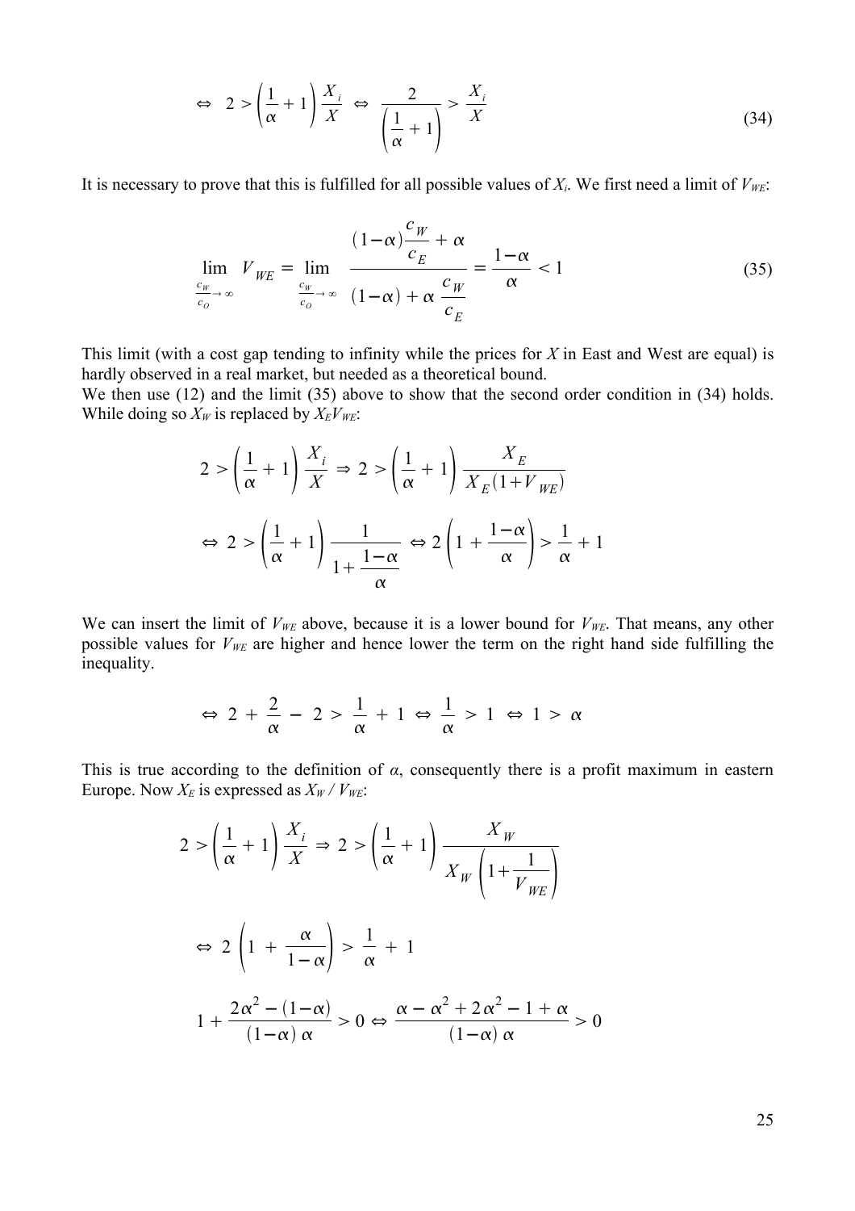$$\Leftrightarrow \;\; 2 > \left(\frac{1}{\alpha}+1\right)\frac{X_i}{X} \;\Leftrightarrow\; \frac{2}{\left(\frac{1}{\alpha}+1\right)} > \frac{X_i}{X} \tag{34}$$

It is necessary to prove that this is fulfilled for all possible values of $X_i$. We first need a limit of $V_{WE}$:

$$\lim_{\frac{c_W}{c_O}\to\infty} V_{WE} = \lim_{\frac{c_W}{c_O}\to\infty} \frac{(1-\alpha)\frac{c_W}{c_E}+\alpha}{(1-\alpha)+\alpha\,\frac{c_W}{c_E}} = \frac{1-\alpha}{\alpha} < 1 \tag{35}$$

This limit (with a cost gap tending to infinity while the prices for $X$ in East and West are equal) is hardly observed in a real market, but needed as a theoretical bound.
We then use (12) and the limit (35) above to show that the second order condition in (34) holds. While doing so $X_W$ is replaced by $X_E V_{WE}$:

$$2 > \left(\frac{1}{\alpha}+1\right)\frac{X_i}{X} \;\Rightarrow\; 2 > \left(\frac{1}{\alpha}+1\right)\frac{X_E}{X_E(1+V_{WE})}$$

$$\Leftrightarrow\; 2 > \left(\frac{1}{\alpha}+1\right)\frac{1}{1+\frac{1-\alpha}{\alpha}} \;\Leftrightarrow\; 2\left(1+\frac{1-\alpha}{\alpha}\right) > \frac{1}{\alpha}+1$$

We can insert the limit of $V_{WE}$ above, because it is a lower bound for $V_{WE}$. That means, any other possible values for $V_{WE}$ are higher and hence lower the term on the right hand side fulfilling the inequality.

$$\Leftrightarrow\; 2+\frac{2}{\alpha}-2 > \frac{1}{\alpha}+1 \;\Leftrightarrow\; \frac{1}{\alpha} > 1 \;\Leftrightarrow\; 1 > \alpha$$

This is true according to the definition of $\alpha$, consequently there is a profit maximum in eastern Europe. Now $X_E$ is expressed as $X_W / V_{WE}$:

$$2 > \left(\frac{1}{\alpha}+1\right)\frac{X_i}{X} \;\Rightarrow\; 2 > \left(\frac{1}{\alpha}+1\right)\frac{X_W}{X_W\left(1+\frac{1}{V_{WE}}\right)}$$

$$\Leftrightarrow\; 2\left(1+\frac{\alpha}{1-\alpha}\right) > \frac{1}{\alpha}+1$$

$$1+\frac{2\alpha^2-(1-\alpha)}{(1-\alpha)\,\alpha} > 0 \;\Leftrightarrow\; \frac{\alpha-\alpha^2+2\alpha^2-1+\alpha}{(1-\alpha)\,\alpha} > 0$$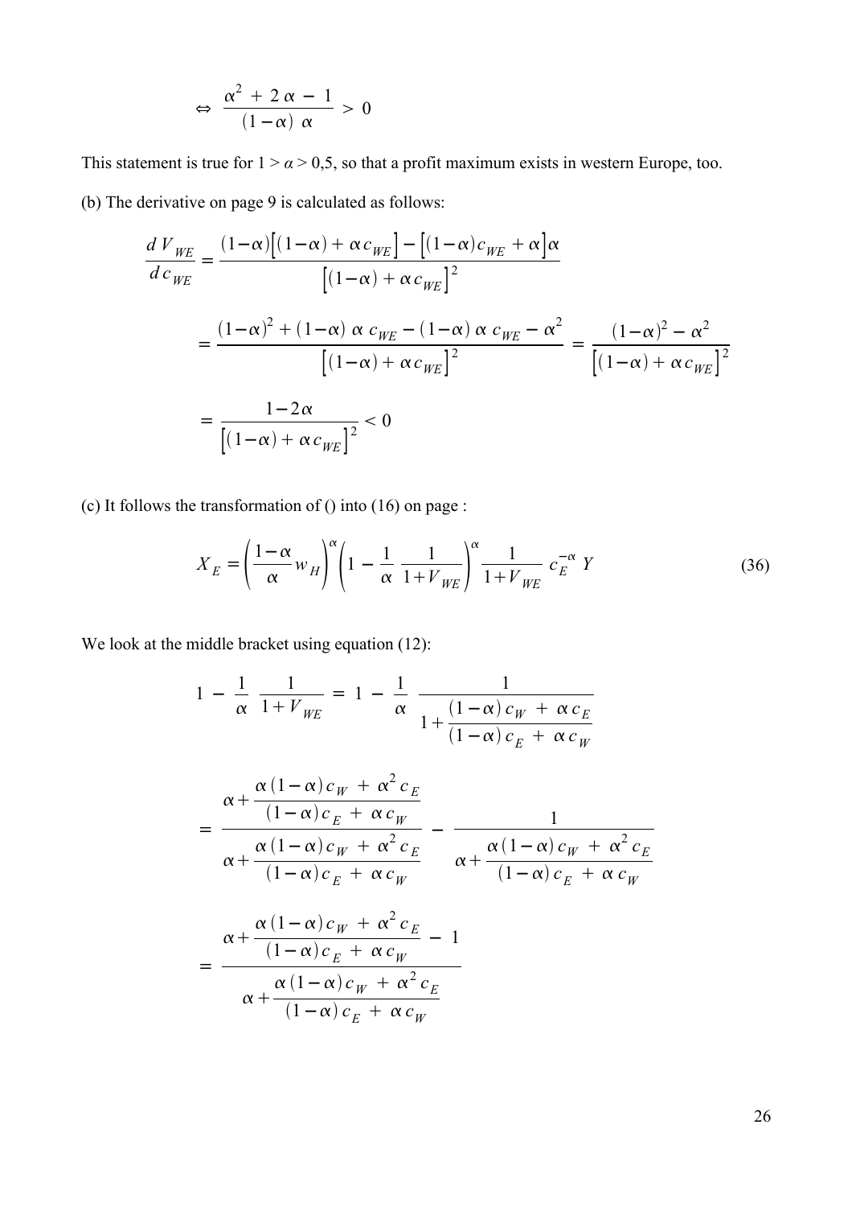$$\Leftrightarrow \; \frac{\alpha^2 + 2\,\alpha - 1}{(1-\alpha)\;\alpha} > 0$$

This statement is true for $1 > \alpha > 0{,}5$, so that a profit maximum exists in western Europe, too.

(b) The derivative on page 9 is calculated as follows:

$$\frac{d\,V_{WE}}{d\,c_{WE}} = \frac{(1-\alpha)\big[(1-\alpha) + \alpha\,c_{WE}\big] - \big[(1-\alpha)c_{WE} + \alpha\big]\alpha}{\big[(1-\alpha) + \alpha\,c_{WE}\big]^2}$$

$$= \frac{(1-\alpha)^2 + (1-\alpha)\;\alpha\;c_{WE} - (1-\alpha)\;\alpha\;c_{WE} - \alpha^2}{\big[(1-\alpha) + \alpha\,c_{WE}\big]^2} = \frac{(1-\alpha)^2 - \alpha^2}{\big[(1-\alpha) + \alpha\,c_{WE}\big]^2}$$

$$= \frac{1-2\alpha}{\big[(1-\alpha) + \alpha\,c_{WE}\big]^2} < 0$$

(c) It follows the transformation of () into (16) on page :

$$X_E = \left(\frac{1-\alpha}{\alpha}w_H\right)^{\alpha}\left(1 - \frac{1}{\alpha}\,\frac{1}{1+V_{WE}}\right)^{\alpha}\frac{1}{1+V_{WE}}\;c_E^{-\alpha}\;Y \tag{36}$$

We look at the middle bracket using equation (12):

$$1 - \frac{1}{\alpha}\;\frac{1}{1+V_{WE}} = 1 - \frac{1}{\alpha}\;\frac{1}{1+\dfrac{(1-\alpha)\,c_W + \alpha\,c_E}{(1-\alpha)\,c_E + \alpha\,c_W}}$$

$$= \frac{\alpha + \dfrac{\alpha\,(1-\alpha)\,c_W + \alpha^2\,c_E}{(1-\alpha)\,c_E + \alpha\,c_W}}{\alpha + \dfrac{\alpha\,(1-\alpha)\,c_W + \alpha^2\,c_E}{(1-\alpha)\,c_E + \alpha\,c_W}} - \frac{1}{\alpha + \dfrac{\alpha\,(1-\alpha)\,c_W + \alpha^2\,c_E}{(1-\alpha)\,c_E + \alpha\,c_W}}$$

$$= \frac{\alpha + \dfrac{\alpha\,(1-\alpha)\,c_W + \alpha^2\,c_E}{(1-\alpha)\,c_E + \alpha\,c_W} - 1}{\alpha + \dfrac{\alpha\,(1-\alpha)\,c_W + \alpha^2\,c_E}{(1-\alpha)\,c_E + \alpha\,c_W}}$$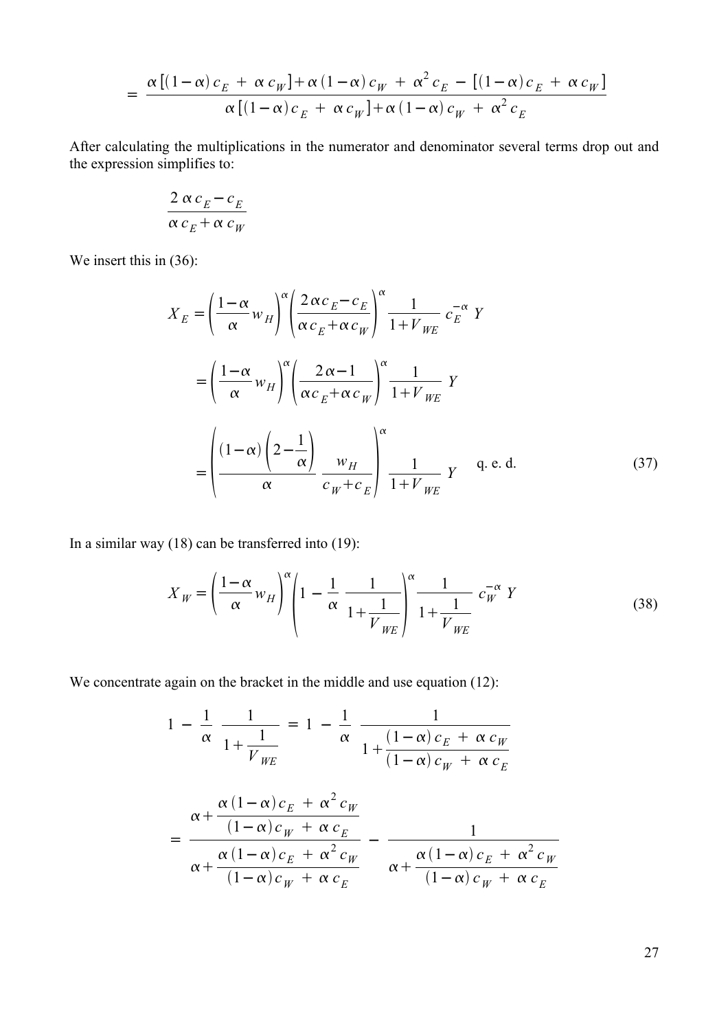$$= \frac{\alpha\left[(1-\alpha)\,c_E + \alpha\,c_W\right] + \alpha\,(1-\alpha)\,c_W + \alpha^2\,c_E - \left[(1-\alpha)\,c_E + \alpha\,c_W\right]}{\alpha\left[(1-\alpha)\,c_E + \alpha\,c_W\right] + \alpha\,(1-\alpha)\,c_W + \alpha^2\,c_E}$$

After calculating the multiplications in the numerator and denominator several terms drop out and the expression simplifies to:

$$\frac{2\,\alpha\,c_E - c_E}{\alpha\,c_E + \alpha\,c_W}$$

We insert this in (36):

$$X_E = \left(\frac{1-\alpha}{\alpha}w_H\right)^{\alpha}\left(\frac{2\,\alpha\,c_E - c_E}{\alpha\,c_E + \alpha\,c_W}\right)^{\alpha}\frac{1}{1+V_{WE}}\;c_E^{-\alpha}\;Y$$

$$= \left(\frac{1-\alpha}{\alpha}w_H\right)^{\alpha}\left(\frac{2\,\alpha - 1}{\alpha\,c_E + \alpha\,c_W}\right)^{\alpha}\frac{1}{1+V_{WE}}\;Y$$

$$= \left(\frac{(1-\alpha)\left(2-\dfrac{1}{\alpha}\right)}{\alpha}\;\frac{w_H}{c_W + c_E}\right)^{\alpha}\frac{1}{1+V_{WE}}\;Y \qquad \text{q. e. d.} \tag{37}$$

In a similar way (18) can be transferred into (19):

$$X_W = \left(\frac{1-\alpha}{\alpha}w_H\right)^{\alpha}\left(1 - \frac{1}{\alpha}\;\frac{1}{1+\dfrac{1}{V_{WE}}}\right)^{\alpha}\frac{1}{1+\dfrac{1}{V_{WE}}}\;c_W^{-\alpha}\;Y \tag{38}$$

We concentrate again on the bracket in the middle and use equation (12):

$$1 - \frac{1}{\alpha}\;\frac{1}{1+\dfrac{1}{V_{WE}}} = 1 - \frac{1}{\alpha}\;\frac{1}{1+\dfrac{(1-\alpha)\,c_E + \alpha\,c_W}{(1-\alpha)\,c_W + \alpha\,c_E}}$$

$$= \frac{\alpha + \dfrac{\alpha\,(1-\alpha)\,c_E + \alpha^2\,c_W}{(1-\alpha)\,c_W + \alpha\,c_E}}{\alpha + \dfrac{\alpha\,(1-\alpha)\,c_E + \alpha^2\,c_W}{(1-\alpha)\,c_W + \alpha\,c_E}} - \frac{1}{\alpha + \dfrac{\alpha\,(1-\alpha)\,c_E + \alpha^2\,c_W}{(1-\alpha)\,c_W + \alpha\,c_E}}$$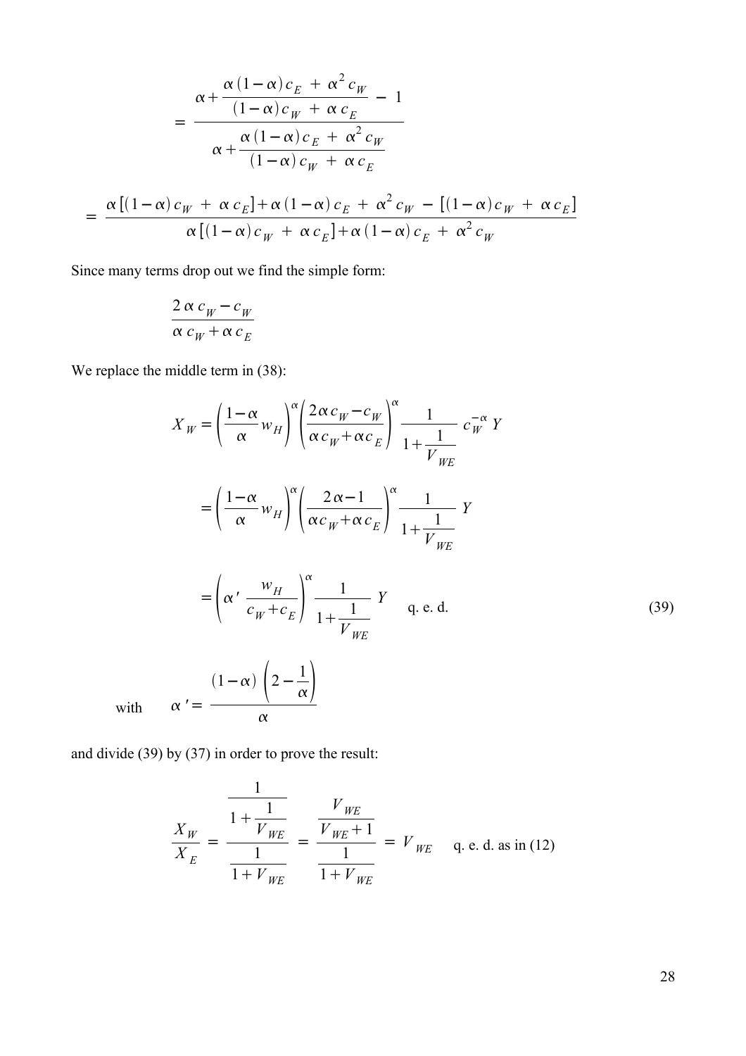$$= \frac{\alpha + \dfrac{\alpha(1-\alpha)c_E + \alpha^2 c_W}{(1-\alpha)c_W + \alpha c_E} - 1}{\alpha + \dfrac{\alpha(1-\alpha)c_E + \alpha^2 c_W}{(1-\alpha)c_W + \alpha c_E}}$$

$$= \frac{\alpha\left[(1-\alpha)c_W + \alpha c_E\right] + \alpha(1-\alpha)c_E + \alpha^2 c_W - \left[(1-\alpha)c_W + \alpha c_E\right]}{\alpha\left[(1-\alpha)c_W + \alpha c_E\right] + \alpha(1-\alpha)c_E + \alpha^2 c_W}$$

Since many terms drop out we find the simple form:

$$\frac{2\alpha c_W - c_W}{\alpha c_W + \alpha c_E}$$

We replace the middle term in (38):

$$X_W = \left(\frac{1-\alpha}{\alpha} w_H\right)^{\alpha} \left(\frac{2\alpha c_W - c_W}{\alpha c_W + \alpha c_E}\right)^{\alpha} \frac{1}{1+\dfrac{1}{V_{WE}}}\, c_W^{-\alpha}\, Y$$

$$= \left(\frac{1-\alpha}{\alpha} w_H\right)^{\alpha} \left(\frac{2\alpha - 1}{\alpha c_W + \alpha c_E}\right)^{\alpha} \frac{1}{1+\dfrac{1}{V_{WE}}}\, Y$$

$$= \left(\alpha' \, \frac{w_H}{c_W + c_E}\right)^{\alpha} \frac{1}{1+\dfrac{1}{V_{WE}}}\, Y \quad \text{q. e. d.} \tag{39}$$

with $\quad \alpha' = \dfrac{(1-\alpha)\left(2 - \dfrac{1}{\alpha}\right)}{\alpha}$

and divide (39) by (37) in order to prove the result:

$$\frac{X_W}{X_E} = \frac{\dfrac{1}{1+\dfrac{1}{V_{WE}}}}{\dfrac{1}{1+V_{WE}}} = \frac{\dfrac{V_{WE}}{V_{WE}+1}}{\dfrac{1}{1+V_{WE}}} = V_{WE} \quad \text{q. e. d. as in (12)}$$